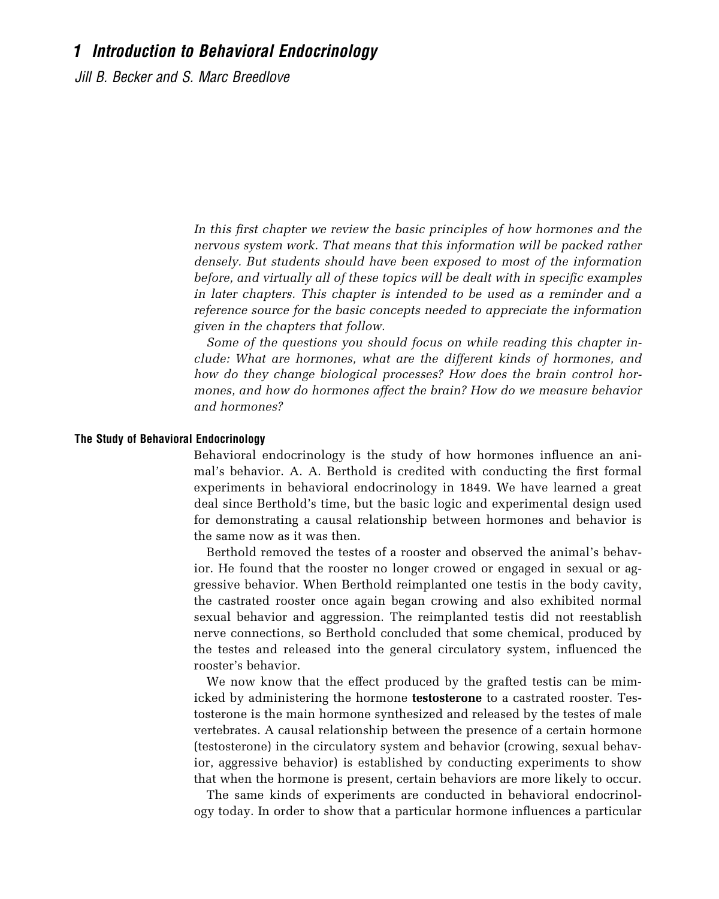# 1 Introduction to Behavioral Endocrinology

*Jill B. Becker and S. Marc Breedlove*

*In this first chapter we review the basic principles of how hormones and the nervous system work. That means that this information will be packed rather densely. But students should have been exposed to most of the information before, and virtually all of these topics will be dealt with in specific examples in later chapters. This chapter is intended to be used as a reminder and a reference source for the basic concepts needed to appreciate the information given in the chapters that follow.*

*Some of the questions you should focus on while reading this chapter include: What are hormones, what are the different kinds of hormones, and how do they change biological processes? How does the brain control hormones, and how do hormones affect the brain? How do we measure behavior and hormones?*

## The Study of Behavioral Endocrinology

Behavioral endocrinology is the study of how hormones influence an animal's behavior. A. A. Berthold is credited with conducting the first formal experiments in behavioral endocrinology in 1849. We have learned a great deal since Berthold's time, but the basic logic and experimental design used for demonstrating a causal relationship between hormones and behavior is the same now as it was then.

Berthold removed the testes of a rooster and observed the animal's behavior. He found that the rooster no longer crowed or engaged in sexual or aggressive behavior. When Berthold reimplanted one testis in the body cavity, the castrated rooster once again began crowing and also exhibited normal sexual behavior and aggression. The reimplanted testis did not reestablish nerve connections, so Berthold concluded that some chemical, produced by the testes and released into the general circulatory system, influenced the rooster's behavior.

We now know that the effect produced by the grafted testis can be mimicked by administering the hormone **testosterone** to a castrated rooster. Testosterone is the main hormone synthesized and released by the testes of male vertebrates. A causal relationship between the presence of a certain hormone (testosterone) in the circulatory system and behavior (crowing, sexual behavior, aggressive behavior) is established by conducting experiments to show that when the hormone is present, certain behaviors are more likely to occur.

The same kinds of experiments are conducted in behavioral endocrinology today. In order to show that a particular hormone influences a particular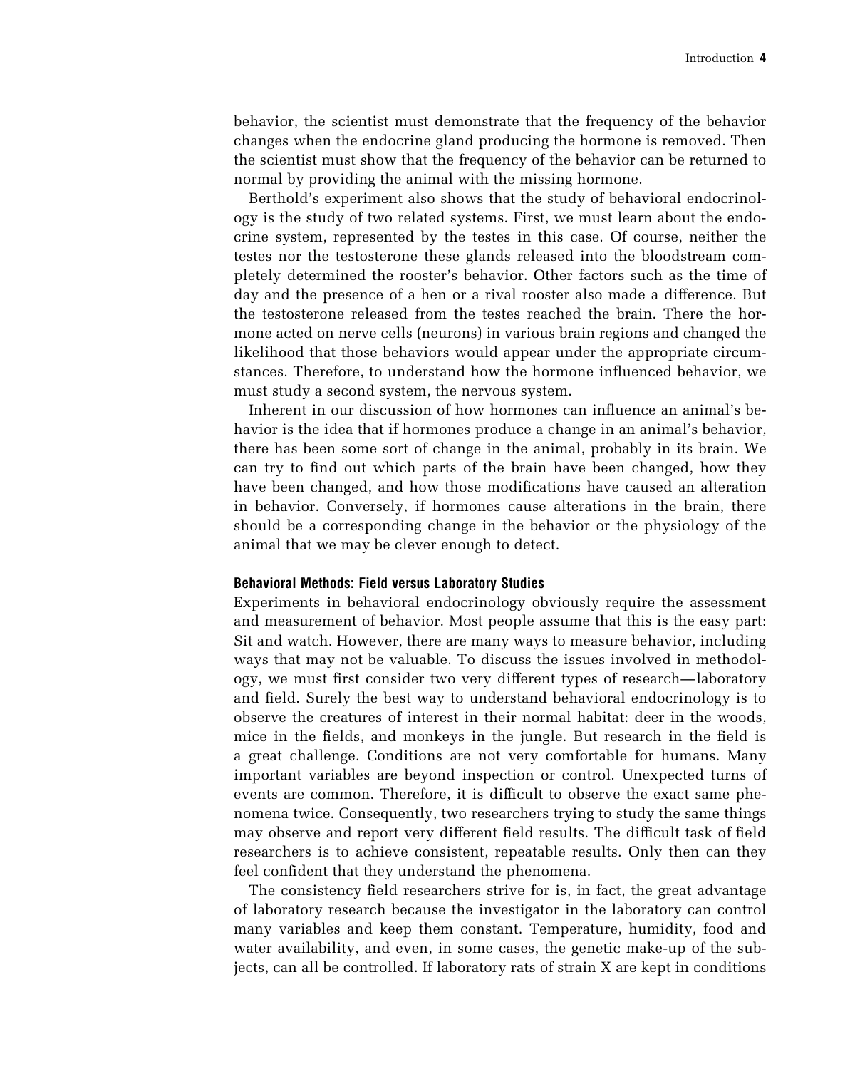behavior, the scientist must demonstrate that the frequency of the behavior changes when the endocrine gland producing the hormone is removed. Then the scientist must show that the frequency of the behavior can be returned to normal by providing the animal with the missing hormone.

Berthold's experiment also shows that the study of behavioral endocrinology is the study of two related systems. First, we must learn about the endocrine system, represented by the testes in this case. Of course, neither the testes nor the testosterone these glands released into the bloodstream completely determined the rooster's behavior. Other factors such as the time of day and the presence of a hen or a rival rooster also made a difference. But the testosterone released from the testes reached the brain. There the hormone acted on nerve cells (neurons) in various brain regions and changed the likelihood that those behaviors would appear under the appropriate circumstances. Therefore, to understand how the hormone influenced behavior, we must study a second system, the nervous system.

Inherent in our discussion of how hormones can influence an animal's behavior is the idea that if hormones produce a change in an animal's behavior, there has been some sort of change in the animal, probably in its brain. We can try to find out which parts of the brain have been changed, how they have been changed, and how those modifications have caused an alteration in behavior. Conversely, if hormones cause alterations in the brain, there should be a corresponding change in the behavior or the physiology of the animal that we may be clever enough to detect.

#### Behavioral Methods: Field versus Laboratory Studies

Experiments in behavioral endocrinology obviously require the assessment and measurement of behavior. Most people assume that this is the easy part: Sit and watch. However, there are many ways to measure behavior, including ways that may not be valuable. To discuss the issues involved in methodology, we must first consider two very different types of research—laboratory and field. Surely the best way to understand behavioral endocrinology is to observe the creatures of interest in their normal habitat: deer in the woods, mice in the fields, and monkeys in the jungle. But research in the field is a great challenge. Conditions are not very comfortable for humans. Many important variables are beyond inspection or control. Unexpected turns of events are common. Therefore, it is difficult to observe the exact same phenomena twice. Consequently, two researchers trying to study the same things may observe and report very different field results. The difficult task of field researchers is to achieve consistent, repeatable results. Only then can they feel confident that they understand the phenomena.

The consistency field researchers strive for is, in fact, the great advantage of laboratory research because the investigator in the laboratory can control many variables and keep them constant. Temperature, humidity, food and water availability, and even, in some cases, the genetic make-up of the subjects, can all be controlled. If laboratory rats of strain X are kept in conditions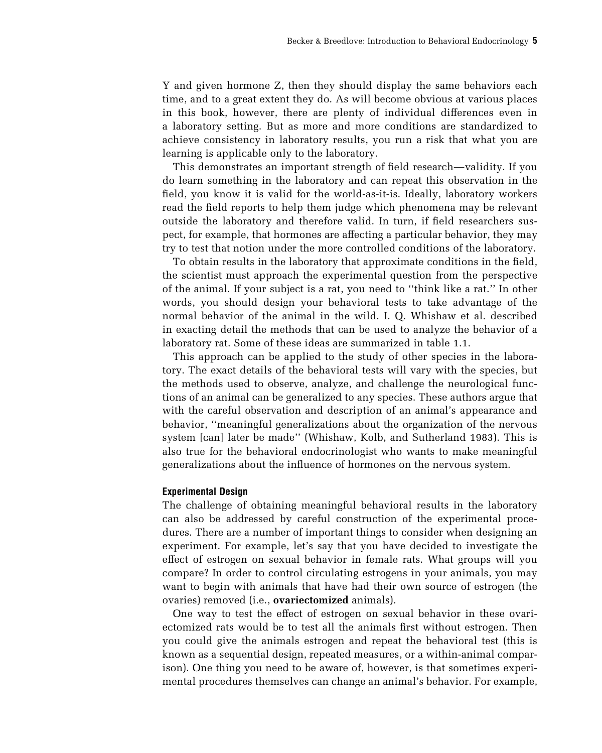Y and given hormone Z, then they should display the same behaviors each time, and to a great extent they do. As will become obvious at various places in this book, however, there are plenty of individual differences even in a laboratory setting. But as more and more conditions are standardized to achieve consistency in laboratory results, you run a risk that what you are learning is applicable only to the laboratory.

This demonstrates an important strength of field research—validity. If you do learn something in the laboratory and can repeat this observation in the field, you know it is valid for the world-as-it-is. Ideally, laboratory workers read the field reports to help them judge which phenomena may be relevant outside the laboratory and therefore valid. In turn, if field researchers suspect, for example, that hormones are affecting a particular behavior, they may try to test that notion under the more controlled conditions of the laboratory.

To obtain results in the laboratory that approximate conditions in the field, the scientist must approach the experimental question from the perspective of the animal. If your subject is a rat, you need to ''think like a rat.'' In other words, you should design your behavioral tests to take advantage of the normal behavior of the animal in the wild. I. Q. Whishaw et al. described in exacting detail the methods that can be used to analyze the behavior of a laboratory rat. Some of these ideas are summarized in table 1.1.

This approach can be applied to the study of other species in the laboratory. The exact details of the behavioral tests will vary with the species, but the methods used to observe, analyze, and challenge the neurological functions of an animal can be generalized to any species. These authors argue that with the careful observation and description of an animal's appearance and behavior, ''meaningful generalizations about the organization of the nervous system [can] later be made'' (Whishaw, Kolb, and Sutherland 1983). This is also true for the behavioral endocrinologist who wants to make meaningful generalizations about the influence of hormones on the nervous system.

#### Experimental Design

The challenge of obtaining meaningful behavioral results in the laboratory can also be addressed by careful construction of the experimental procedures. There are a number of important things to consider when designing an experiment. For example, let's say that you have decided to investigate the effect of estrogen on sexual behavior in female rats. What groups will you compare? In order to control circulating estrogens in your animals, you may want to begin with animals that have had their own source of estrogen (the ovaries) removed (i.e., **ovariectomized** animals).

One way to test the effect of estrogen on sexual behavior in these ovariectomized rats would be to test all the animals first without estrogen. Then you could give the animals estrogen and repeat the behavioral test (this is known as a sequential design, repeated measures, or a within-animal comparison). One thing you need to be aware of, however, is that sometimes experimental procedures themselves can change an animal's behavior. For example,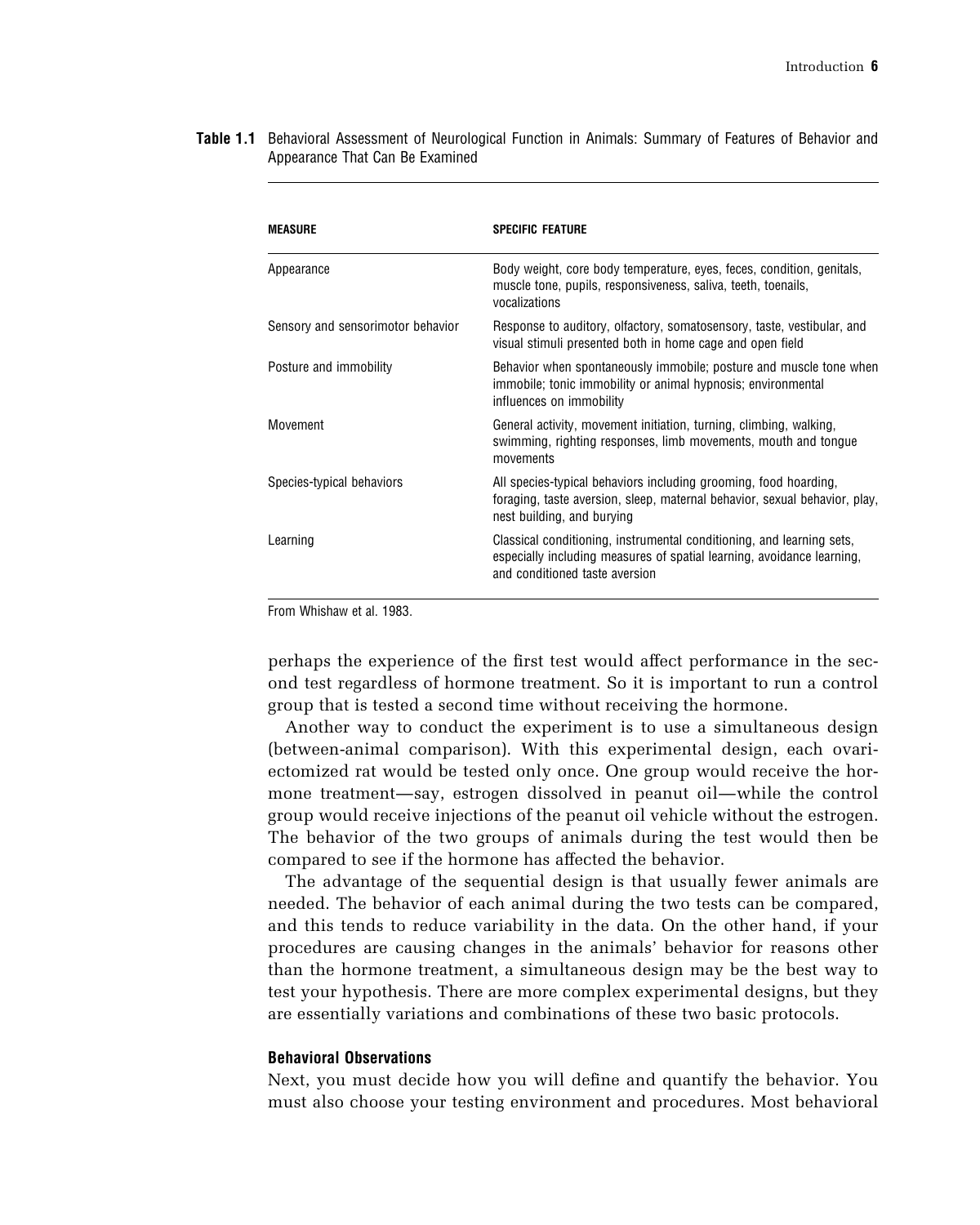**Table 1.1** Behavioral Assessment of Neurological Function in Animals: Summary of Features of Behavior and Appearance That Can Be Examined

| MEASURE | SPECIFIC FEATURE |
|---|---|
| Appearance | Body weight, core body temperature, eyes, feces, condition, genitals, muscle tone, pupils, responsiveness, saliva, teeth, toenails, vocalizations |
| Sensory and sensorimotor behavior | Response to auditory, olfactory, somatosensory, taste, vestibular, and visual stimuli presented both in home cage and open field |
| Posture and immobility | Behavior when spontaneously immobile; posture and muscle tone when immobile; tonic immobility or animal hypnosis; environmental influences on immobility |
| Movement | General activity, movement initiation, turning, climbing, walking, swimming, righting responses, limb movements, mouth and tongue movements |
| Species-typical behaviors | All species-typical behaviors including grooming, food hoarding, foraging, taste aversion, sleep, maternal behavior, sexual behavior, play, nest building, and burying |
| Learning | Classical conditioning, instrumental conditioning, and learning sets, especially including measures of spatial learning, avoidance learning, and conditioned taste aversion |

From Whishaw et al. 1983.

perhaps the experience of the first test would affect performance in the second test regardless of hormone treatment. So it is important to run a control group that is tested a second time without receiving the hormone.

Another way to conduct the experiment is to use a simultaneous design (between-animal comparison). With this experimental design, each ovariectomized rat would be tested only once. One group would receive the hormone treatment—say, estrogen dissolved in peanut oil—while the control group would receive injections of the peanut oil vehicle without the estrogen. The behavior of the two groups of animals during the test would then be compared to see if the hormone has affected the behavior.

The advantage of the sequential design is that usually fewer animals are needed. The behavior of each animal during the two tests can be compared, and this tends to reduce variability in the data. On the other hand, if your procedures are causing changes in the animals' behavior for reasons other than the hormone treatment, a simultaneous design may be the best way to test your hypothesis. There are more complex experimental designs, but they are essentially variations and combinations of these two basic protocols.

### Behavioral Observations

Next, you must decide how you will define and quantify the behavior. You must also choose your testing environment and procedures. Most behavioral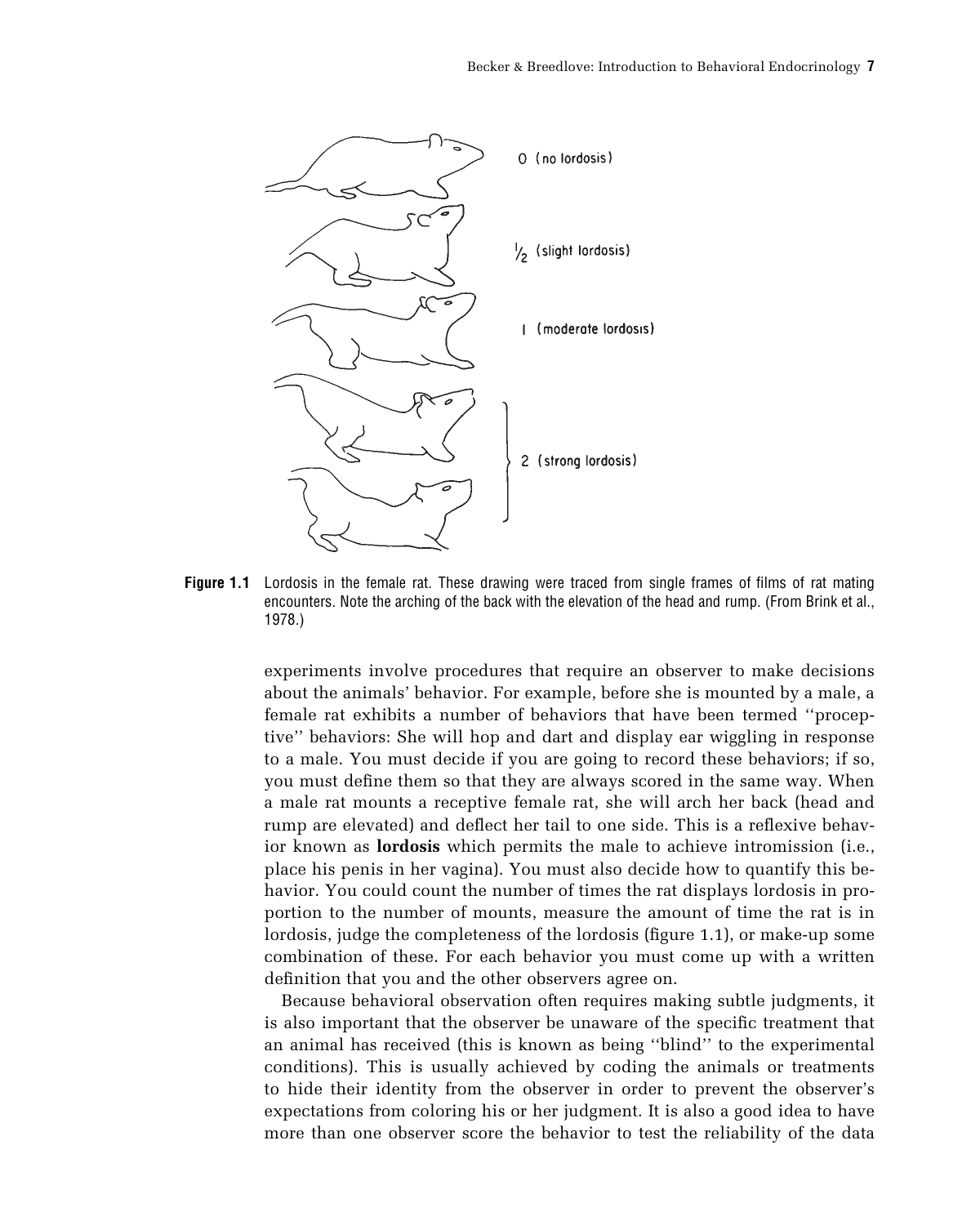0 (no lordosis)

½ (slight lordosis)

1 (moderate lordosis)

2 (strong lordosis)

**Figure 1.1** Lordosis in the female rat. These drawing were traced from single frames of films of rat mating encounters. Note the arching of the back with the elevation of the head and rump. (From Brink et al., 1978.)

experiments involve procedures that require an observer to make decisions about the animals' behavior. For example, before she is mounted by a male, a female rat exhibits a number of behaviors that have been termed ''proceptive'' behaviors: She will hop and dart and display ear wiggling in response to a male. You must decide if you are going to record these behaviors; if so, you must define them so that they are always scored in the same way. When a male rat mounts a receptive female rat, she will arch her back (head and rump are elevated) and deflect her tail to one side. This is a reflexive behavior known as **lordosis** which permits the male to achieve intromission (i.e., place his penis in her vagina). You must also decide how to quantify this behavior. You could count the number of times the rat displays lordosis in proportion to the number of mounts, measure the amount of time the rat is in lordosis, judge the completeness of the lordosis (figure 1.1), or make-up some combination of these. For each behavior you must come up with a written definition that you and the other observers agree on.

Because behavioral observation often requires making subtle judgments, it is also important that the observer be unaware of the specific treatment that an animal has received (this is known as being ''blind'' to the experimental conditions). This is usually achieved by coding the animals or treatments to hide their identity from the observer in order to prevent the observer's expectations from coloring his or her judgment. It is also a good idea to have more than one observer score the behavior to test the reliability of the data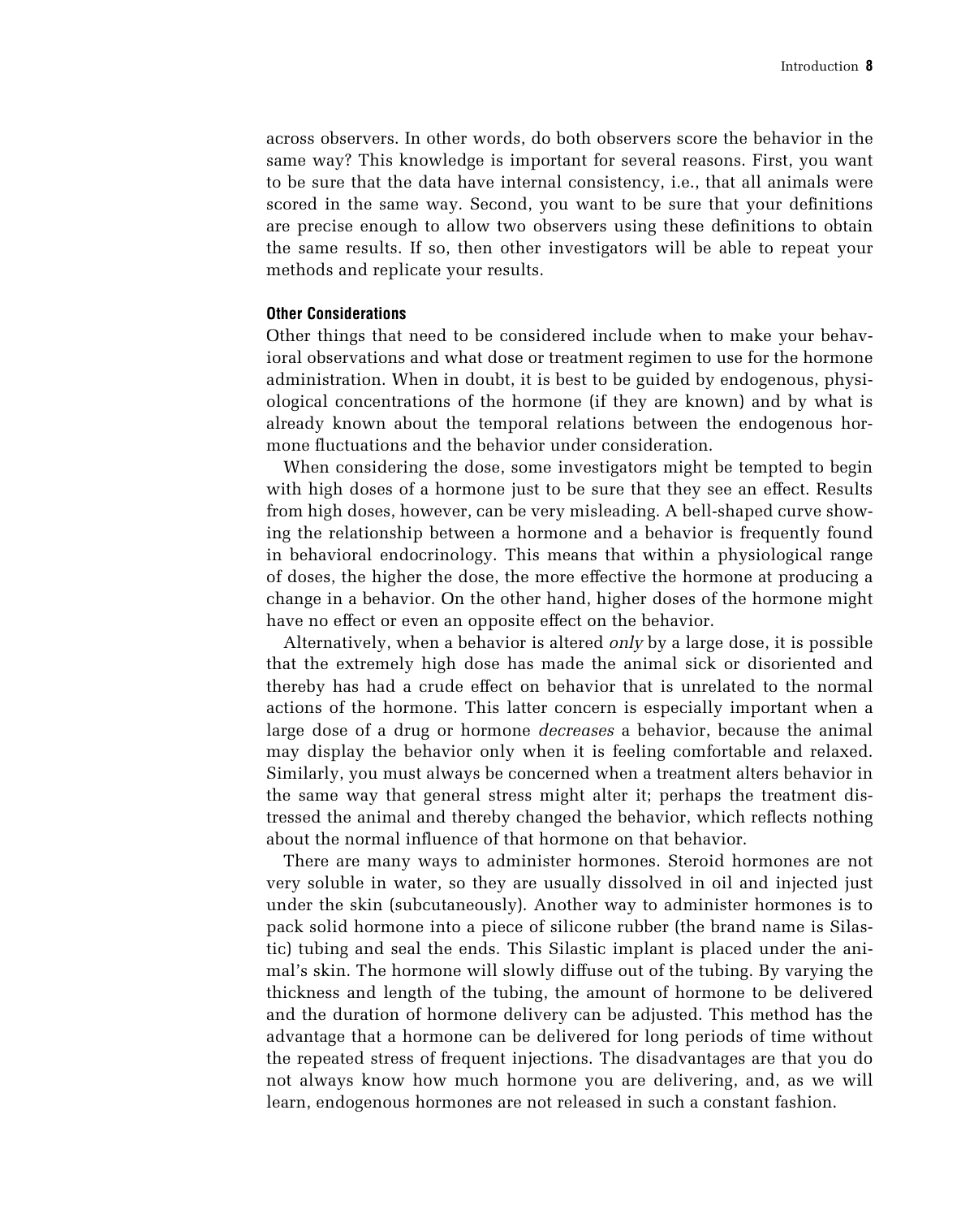across observers. In other words, do both observers score the behavior in the same way? This knowledge is important for several reasons. First, you want to be sure that the data have internal consistency, i.e., that all animals were scored in the same way. Second, you want to be sure that your definitions are precise enough to allow two observers using these definitions to obtain the same results. If so, then other investigators will be able to repeat your methods and replicate your results.

### Other Considerations

Other things that need to be considered include when to make your behavioral observations and what dose or treatment regimen to use for the hormone administration. When in doubt, it is best to be guided by endogenous, physiological concentrations of the hormone (if they are known) and by what is already known about the temporal relations between the endogenous hormone fluctuations and the behavior under consideration.

When considering the dose, some investigators might be tempted to begin with high doses of a hormone just to be sure that they see an effect. Results from high doses, however, can be very misleading. A bell-shaped curve showing the relationship between a hormone and a behavior is frequently found in behavioral endocrinology. This means that within a physiological range of doses, the higher the dose, the more effective the hormone at producing a change in a behavior. On the other hand, higher doses of the hormone might have no effect or even an opposite effect on the behavior.

Alternatively, when a behavior is altered *only* by a large dose, it is possible that the extremely high dose has made the animal sick or disoriented and thereby has had a crude effect on behavior that is unrelated to the normal actions of the hormone. This latter concern is especially important when a large dose of a drug or hormone *decreases* a behavior, because the animal may display the behavior only when it is feeling comfortable and relaxed. Similarly, you must always be concerned when a treatment alters behavior in the same way that general stress might alter it; perhaps the treatment distressed the animal and thereby changed the behavior, which reflects nothing about the normal influence of that hormone on that behavior.

There are many ways to administer hormones. Steroid hormones are not very soluble in water, so they are usually dissolved in oil and injected just under the skin (subcutaneously). Another way to administer hormones is to pack solid hormone into a piece of silicone rubber (the brand name is Silastic) tubing and seal the ends. This Silastic implant is placed under the animal's skin. The hormone will slowly diffuse out of the tubing. By varying the thickness and length of the tubing, the amount of hormone to be delivered and the duration of hormone delivery can be adjusted. This method has the advantage that a hormone can be delivered for long periods of time without the repeated stress of frequent injections. The disadvantages are that you do not always know how much hormone you are delivering, and, as we will learn, endogenous hormones are not released in such a constant fashion.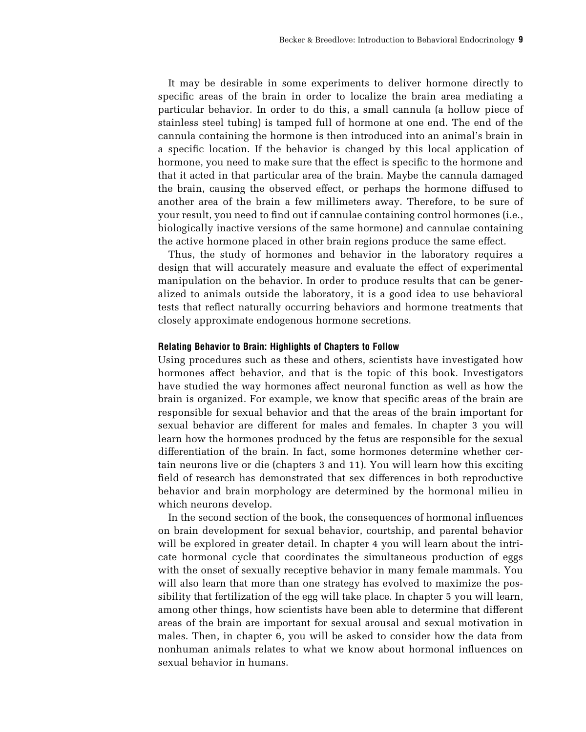It may be desirable in some experiments to deliver hormone directly to specific areas of the brain in order to localize the brain area mediating a particular behavior. In order to do this, a small cannula (a hollow piece of stainless steel tubing) is tamped full of hormone at one end. The end of the cannula containing the hormone is then introduced into an animal's brain in a specific location. If the behavior is changed by this local application of hormone, you need to make sure that the effect is specific to the hormone and that it acted in that particular area of the brain. Maybe the cannula damaged the brain, causing the observed effect, or perhaps the hormone diffused to another area of the brain a few millimeters away. Therefore, to be sure of your result, you need to find out if cannulae containing control hormones (i.e., biologically inactive versions of the same hormone) and cannulae containing the active hormone placed in other brain regions produce the same effect.

Thus, the study of hormones and behavior in the laboratory requires a design that will accurately measure and evaluate the effect of experimental manipulation on the behavior. In order to produce results that can be generalized to animals outside the laboratory, it is a good idea to use behavioral tests that reflect naturally occurring behaviors and hormone treatments that closely approximate endogenous hormone secretions.

### Relating Behavior to Brain: Highlights of Chapters to Follow

Using procedures such as these and others, scientists have investigated how hormones affect behavior, and that is the topic of this book. Investigators have studied the way hormones affect neuronal function as well as how the brain is organized. For example, we know that specific areas of the brain are responsible for sexual behavior and that the areas of the brain important for sexual behavior are different for males and females. In chapter 3 you will learn how the hormones produced by the fetus are responsible for the sexual differentiation of the brain. In fact, some hormones determine whether certain neurons live or die (chapters 3 and 11). You will learn how this exciting field of research has demonstrated that sex differences in both reproductive behavior and brain morphology are determined by the hormonal milieu in which neurons develop.

In the second section of the book, the consequences of hormonal influences on brain development for sexual behavior, courtship, and parental behavior will be explored in greater detail. In chapter 4 you will learn about the intricate hormonal cycle that coordinates the simultaneous production of eggs with the onset of sexually receptive behavior in many female mammals. You will also learn that more than one strategy has evolved to maximize the possibility that fertilization of the egg will take place. In chapter 5 you will learn, among other things, how scientists have been able to determine that different areas of the brain are important for sexual arousal and sexual motivation in males. Then, in chapter 6, you will be asked to consider how the data from nonhuman animals relates to what we know about hormonal influences on sexual behavior in humans.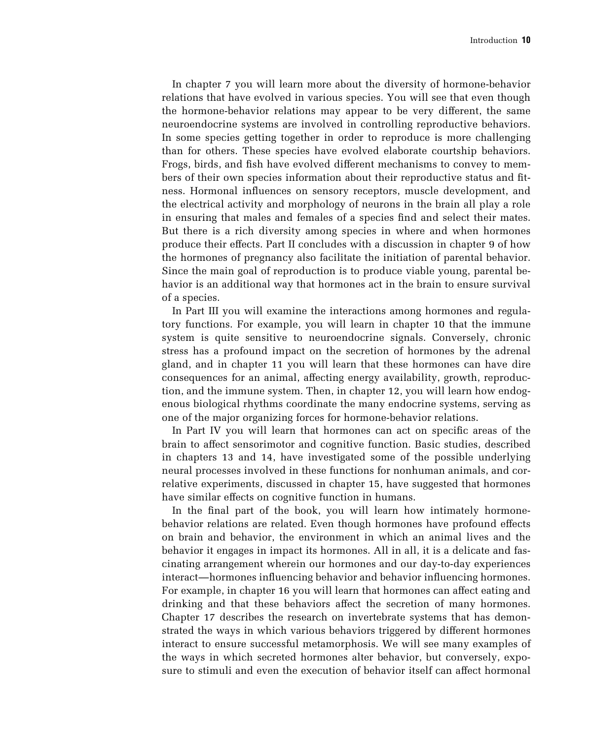In chapter 7 you will learn more about the diversity of hormone-behavior relations that have evolved in various species. You will see that even though the hormone-behavior relations may appear to be very different, the same neuroendocrine systems are involved in controlling reproductive behaviors. In some species getting together in order to reproduce is more challenging than for others. These species have evolved elaborate courtship behaviors. Frogs, birds, and fish have evolved different mechanisms to convey to members of their own species information about their reproductive status and fitness. Hormonal influences on sensory receptors, muscle development, and the electrical activity and morphology of neurons in the brain all play a role in ensuring that males and females of a species find and select their mates. But there is a rich diversity among species in where and when hormones produce their effects. Part II concludes with a discussion in chapter 9 of how the hormones of pregnancy also facilitate the initiation of parental behavior. Since the main goal of reproduction is to produce viable young, parental behavior is an additional way that hormones act in the brain to ensure survival of a species.

In Part III you will examine the interactions among hormones and regulatory functions. For example, you will learn in chapter 10 that the immune system is quite sensitive to neuroendocrine signals. Conversely, chronic stress has a profound impact on the secretion of hormones by the adrenal gland, and in chapter 11 you will learn that these hormones can have dire consequences for an animal, affecting energy availability, growth, reproduction, and the immune system. Then, in chapter 12, you will learn how endogenous biological rhythms coordinate the many endocrine systems, serving as one of the major organizing forces for hormone-behavior relations.

In Part IV you will learn that hormones can act on specific areas of the brain to affect sensorimotor and cognitive function. Basic studies, described in chapters 13 and 14, have investigated some of the possible underlying neural processes involved in these functions for nonhuman animals, and correlative experiments, discussed in chapter 15, have suggested that hormones have similar effects on cognitive function in humans.

In the final part of the book, you will learn how intimately hormone-behavior relations are related. Even though hormones have profound effects on brain and behavior, the environment in which an animal lives and the behavior it engages in impact its hormones. All in all, it is a delicate and fascinating arrangement wherein our hormones and our day-to-day experiences interact—hormones influencing behavior and behavior influencing hormones. For example, in chapter 16 you will learn that hormones can affect eating and drinking and that these behaviors affect the secretion of many hormones. Chapter 17 describes the research on invertebrate systems that has demonstrated the ways in which various behaviors triggered by different hormones interact to ensure successful metamorphosis. We will see many examples of the ways in which secreted hormones alter behavior, but conversely, exposure to stimuli and even the execution of behavior itself can affect hormonal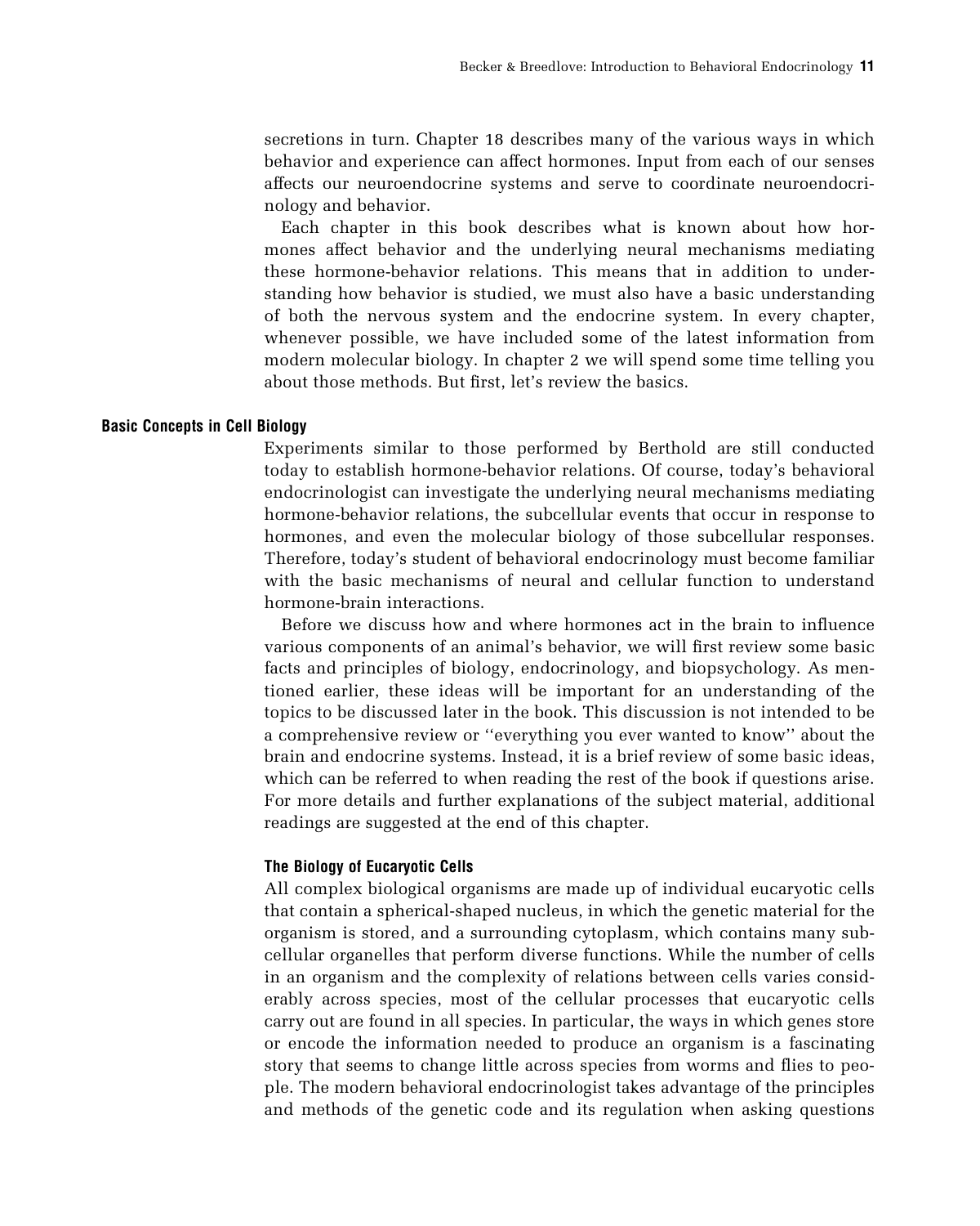secretions in turn. Chapter 18 describes many of the various ways in which behavior and experience can affect hormones. Input from each of our senses affects our neuroendocrine systems and serve to coordinate neuroendocrinology and behavior.

Each chapter in this book describes what is known about how hormones affect behavior and the underlying neural mechanisms mediating these hormone-behavior relations. This means that in addition to understanding how behavior is studied, we must also have a basic understanding of both the nervous system and the endocrine system. In every chapter, whenever possible, we have included some of the latest information from modern molecular biology. In chapter 2 we will spend some time telling you about those methods. But first, let's review the basics.

## Basic Concepts in Cell Biology

Experiments similar to those performed by Berthold are still conducted today to establish hormone-behavior relations. Of course, today's behavioral endocrinologist can investigate the underlying neural mechanisms mediating hormone-behavior relations, the subcellular events that occur in response to hormones, and even the molecular biology of those subcellular responses. Therefore, today's student of behavioral endocrinology must become familiar with the basic mechanisms of neural and cellular function to understand hormone-brain interactions.

Before we discuss how and where hormones act in the brain to influence various components of an animal's behavior, we will first review some basic facts and principles of biology, endocrinology, and biopsychology. As mentioned earlier, these ideas will be important for an understanding of the topics to be discussed later in the book. This discussion is not intended to be a comprehensive review or ''everything you ever wanted to know'' about the brain and endocrine systems. Instead, it is a brief review of some basic ideas, which can be referred to when reading the rest of the book if questions arise. For more details and further explanations of the subject material, additional readings are suggested at the end of this chapter.

### The Biology of Eucaryotic Cells

All complex biological organisms are made up of individual eucaryotic cells that contain a spherical-shaped nucleus, in which the genetic material for the organism is stored, and a surrounding cytoplasm, which contains many subcellular organelles that perform diverse functions. While the number of cells in an organism and the complexity of relations between cells varies considerably across species, most of the cellular processes that eucaryotic cells carry out are found in all species. In particular, the ways in which genes store or encode the information needed to produce an organism is a fascinating story that seems to change little across species from worms and flies to people. The modern behavioral endocrinologist takes advantage of the principles and methods of the genetic code and its regulation when asking questions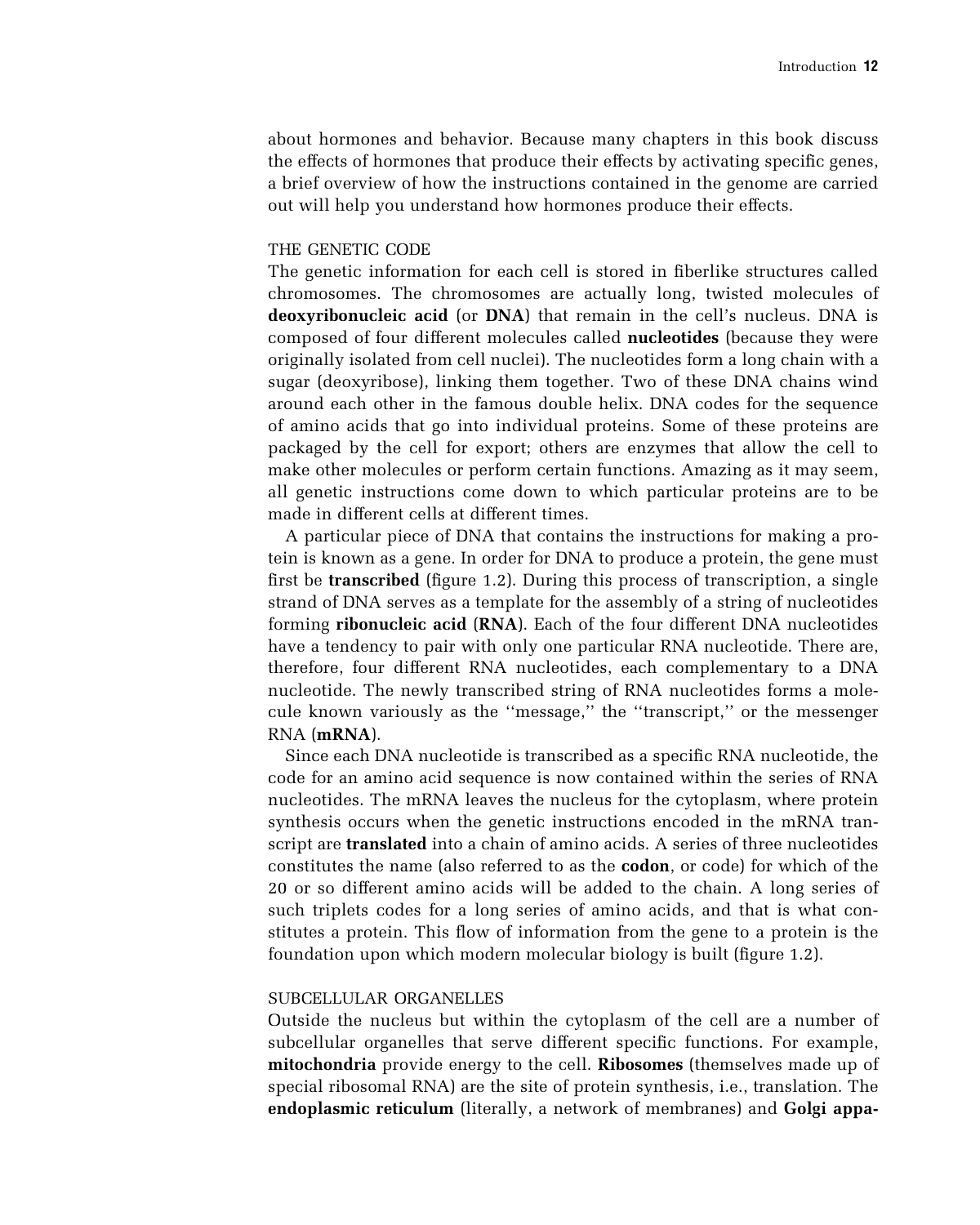about hormones and behavior. Because many chapters in this book discuss the effects of hormones that produce their effects by activating specific genes, a brief overview of how the instructions contained in the genome are carried out will help you understand how hormones produce their effects.

### THE GENETIC CODE

The genetic information for each cell is stored in fiberlike structures called chromosomes. The chromosomes are actually long, twisted molecules of **deoxyribonucleic acid** (or **DNA**) that remain in the cell's nucleus. DNA is composed of four different molecules called **nucleotides** (because they were originally isolated from cell nuclei). The nucleotides form a long chain with a sugar (deoxyribose), linking them together. Two of these DNA chains wind around each other in the famous double helix. DNA codes for the sequence of amino acids that go into individual proteins. Some of these proteins are packaged by the cell for export; others are enzymes that allow the cell to make other molecules or perform certain functions. Amazing as it may seem, all genetic instructions come down to which particular proteins are to be made in different cells at different times.

A particular piece of DNA that contains the instructions for making a protein is known as a gene. In order for DNA to produce a protein, the gene must first be **transcribed** (figure 1.2). During this process of transcription, a single strand of DNA serves as a template for the assembly of a string of nucleotides forming **ribonucleic acid** (**RNA**). Each of the four different DNA nucleotides have a tendency to pair with only one particular RNA nucleotide. There are, therefore, four different RNA nucleotides, each complementary to a DNA nucleotide. The newly transcribed string of RNA nucleotides forms a molecule known variously as the "message," the "transcript," or the messenger RNA (**mRNA**).

Since each DNA nucleotide is transcribed as a specific RNA nucleotide, the code for an amino acid sequence is now contained within the series of RNA nucleotides. The mRNA leaves the nucleus for the cytoplasm, where protein synthesis occurs when the genetic instructions encoded in the mRNA transcript are **translated** into a chain of amino acids. A series of three nucleotides constitutes the name (also referred to as the **codon**, or code) for which of the 20 or so different amino acids will be added to the chain. A long series of such triplets codes for a long series of amino acids, and that is what constitutes a protein. This flow of information from the gene to a protein is the foundation upon which modern molecular biology is built (figure 1.2).

### SUBCELLULAR ORGANELLES

Outside the nucleus but within the cytoplasm of the cell are a number of subcellular organelles that serve different specific functions. For example, **mitochondria** provide energy to the cell. **Ribosomes** (themselves made up of special ribosomal RNA) are the site of protein synthesis, i.e., translation. The **endoplasmic reticulum** (literally, a network of membranes) and **Golgi appa-**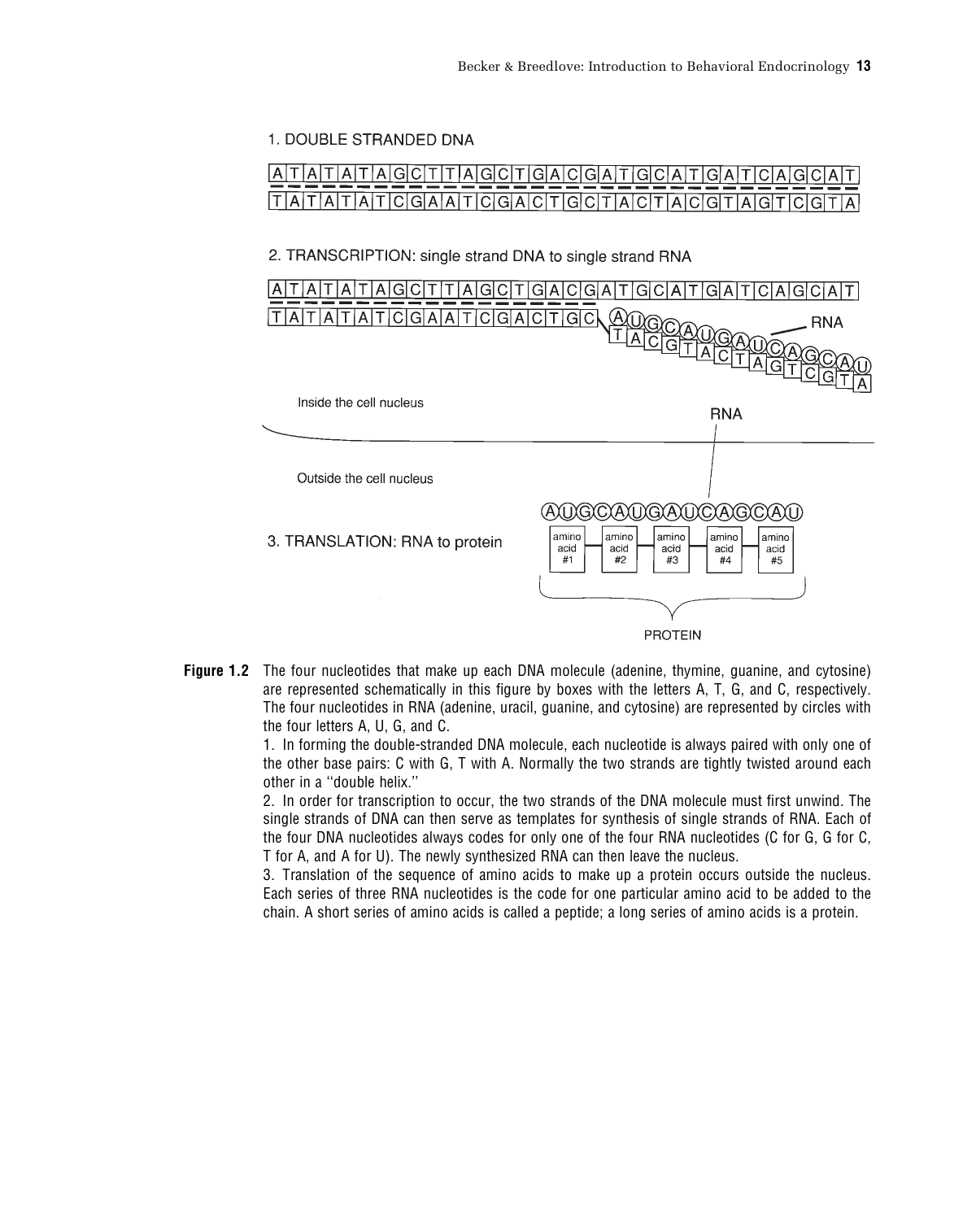1. DOUBLE STRANDED DNA

```
A T A T A T A G C T T A G C T G A C G A T G C A T G A T C A G C A T
T A T A T A T C G A A T C G A C T G C T A C T A C G T A G T C G T A
```

2. TRANSCRIPTION: single strand DNA to single strand RNA

```
A T A T A T A G C T T A G C T G A C G A T G C A T G A T C A G C A T
T A T A T A T C G A A T C G A C T G C
                                      A U G C A U G A U C A G C A U   (RNA)
                                      T A C G T A C T A G T C G T A
```

Inside the cell nucleus

Outside the cell nucleus

RNA

```
A U G C A U G A U C A G C A U
```

3. TRANSLATION: RNA to protein

amino acid #1 — amino acid #2 — amino acid #3 — amino acid #4 — amino acid #5

PROTEIN

**Figure 1.2** The four nucleotides that make up each DNA molecule (adenine, thymine, guanine, and cytosine) are represented schematically in this figure by boxes with the letters A, T, G, and C, respectively. The four nucleotides in RNA (adenine, uracil, guanine, and cytosine) are represented by circles with the four letters A, U, G, and C.

1. In forming the double-stranded DNA molecule, each nucleotide is always paired with only one of the other base pairs: C with G, T with A. Normally the two strands are tightly twisted around each other in a "double helix."

2. In order for transcription to occur, the two strands of the DNA molecule must first unwind. The single strands of DNA can then serve as templates for synthesis of single strands of RNA. Each of the four DNA nucleotides always codes for only one of the four RNA nucleotides (C for G, G for C, T for A, and A for U). The newly synthesized RNA can then leave the nucleus.

3. Translation of the sequence of amino acids to make up a protein occurs outside the nucleus. Each series of three RNA nucleotides is the code for one particular amino acid to be added to the chain. A short series of amino acids is called a peptide; a long series of amino acids is a protein.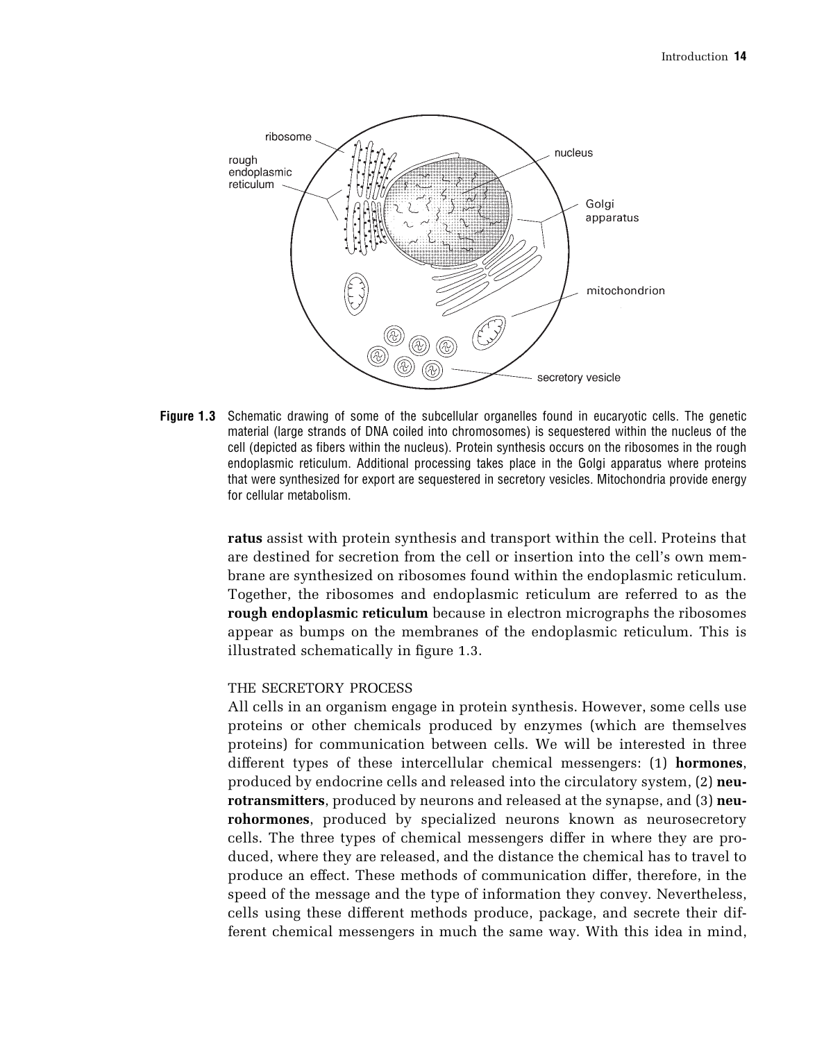**Figure 1.3** Schematic drawing of some of the subcellular organelles found in eucaryotic cells. The genetic material (large strands of DNA coiled into chromosomes) is sequestered within the nucleus of the cell (depicted as fibers within the nucleus). Protein synthesis occurs on the ribosomes in the rough endoplasmic reticulum. Additional processing takes place in the Golgi apparatus where proteins that were synthesized for export are sequestered in secretory vesicles. Mitochondria provide energy for cellular metabolism.

**ratus** assist with protein synthesis and transport within the cell. Proteins that are destined for secretion from the cell or insertion into the cell's own membrane are synthesized on ribosomes found within the endoplasmic reticulum. Together, the ribosomes and endoplasmic reticulum are referred to as the **rough endoplasmic reticulum** because in electron micrographs the ribosomes appear as bumps on the membranes of the endoplasmic reticulum. This is illustrated schematically in figure 1.3.

### THE SECRETORY PROCESS

All cells in an organism engage in protein synthesis. However, some cells use proteins or other chemicals produced by enzymes (which are themselves proteins) for communication between cells. We will be interested in three different types of these intercellular chemical messengers: (1) **hormones**, produced by endocrine cells and released into the circulatory system, (2) **neurotransmitters**, produced by neurons and released at the synapse, and (3) **neurohormones**, produced by specialized neurons known as neurosecretory cells. The three types of chemical messengers differ in where they are produced, where they are released, and the distance the chemical has to travel to produce an effect. These methods of communication differ, therefore, in the speed of the message and the type of information they convey. Nevertheless, cells using these different methods produce, package, and secrete their different chemical messengers in much the same way. With this idea in mind,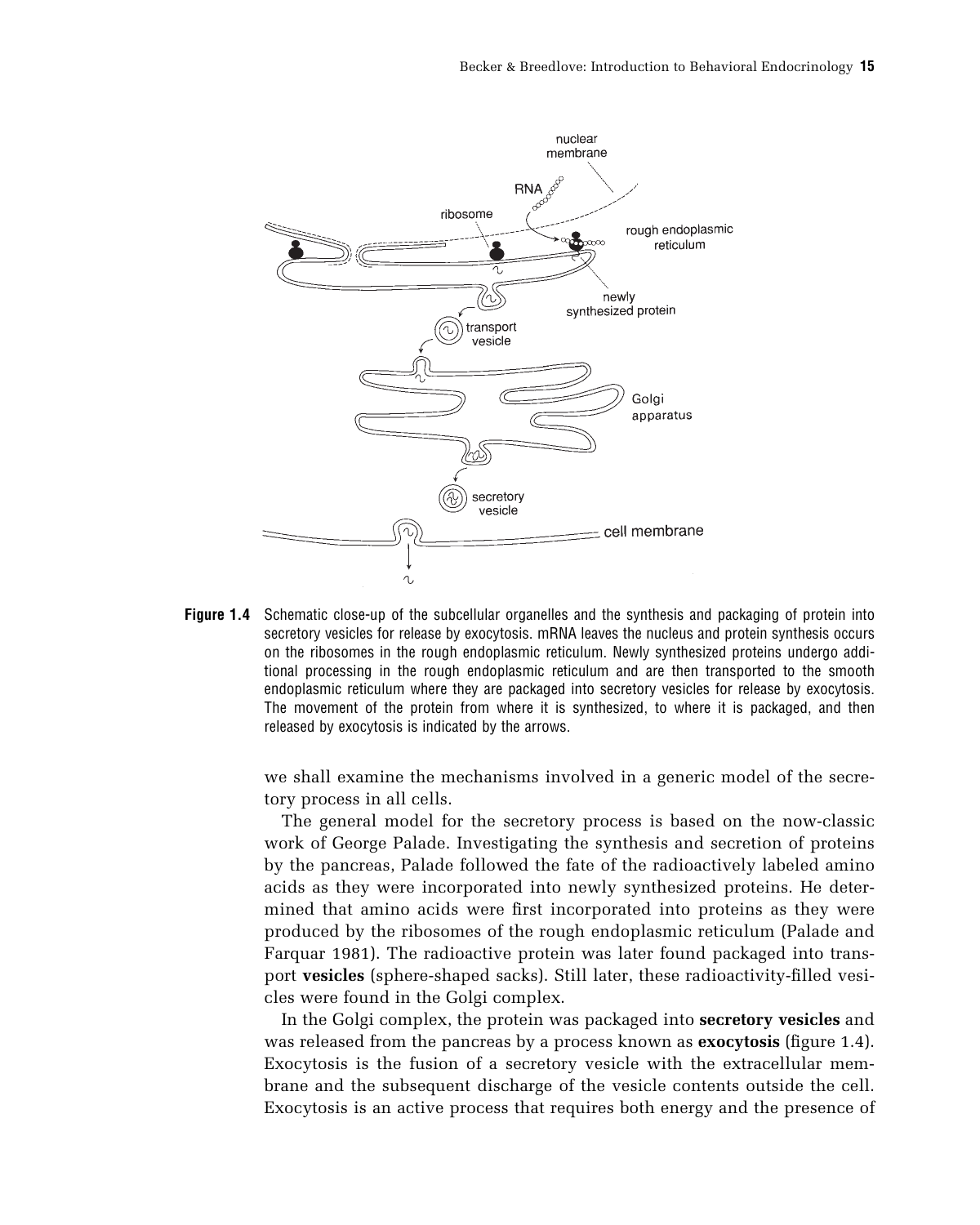**Figure 1.4** Schematic close-up of the subcellular organelles and the synthesis and packaging of protein into secretory vesicles for release by exocytosis. mRNA leaves the nucleus and protein synthesis occurs on the ribosomes in the rough endoplasmic reticulum. Newly synthesized proteins undergo additional processing in the rough endoplasmic reticulum and are then transported to the smooth endoplasmic reticulum where they are packaged into secretory vesicles for release by exocytosis. The movement of the protein from where it is synthesized, to where it is packaged, and then released by exocytosis is indicated by the arrows.

we shall examine the mechanisms involved in a generic model of the secretory process in all cells.

The general model for the secretory process is based on the now-classic work of George Palade. Investigating the synthesis and secretion of proteins by the pancreas, Palade followed the fate of the radioactively labeled amino acids as they were incorporated into newly synthesized proteins. He determined that amino acids were first incorporated into proteins as they were produced by the ribosomes of the rough endoplasmic reticulum (Palade and Farquar 1981). The radioactive protein was later found packaged into transport **vesicles** (sphere-shaped sacks). Still later, these radioactivity-filled vesicles were found in the Golgi complex.

In the Golgi complex, the protein was packaged into **secretory vesicles** and was released from the pancreas by a process known as **exocytosis** (figure 1.4). Exocytosis is the fusion of a secretory vesicle with the extracellular membrane and the subsequent discharge of the vesicle contents outside the cell. Exocytosis is an active process that requires both energy and the presence of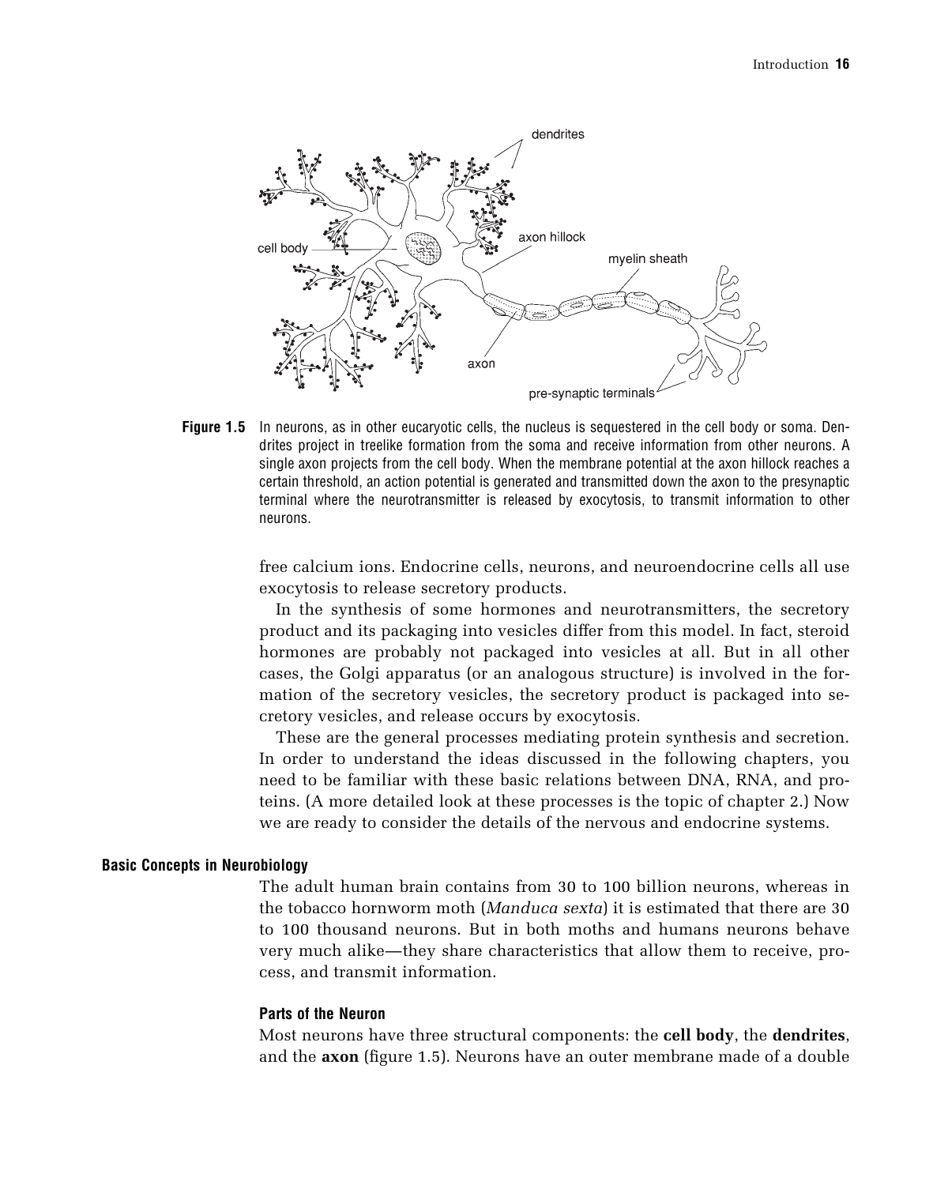**Figure 1.5** In neurons, as in other eucaryotic cells, the nucleus is sequestered in the cell body or soma. Dendrites project in treelike formation from the soma and receive information from other neurons. A single axon projects from the cell body. When the membrane potential at the axon hillock reaches a certain threshold, an action potential is generated and transmitted down the axon to the presynaptic terminal where the neurotransmitter is released by exocytosis, to transmit information to other neurons.

free calcium ions. Endocrine cells, neurons, and neuroendocrine cells all use exocytosis to release secretory products.

In the synthesis of some hormones and neurotransmitters, the secretory product and its packaging into vesicles differ from this model. In fact, steroid hormones are probably not packaged into vesicles at all. But in all other cases, the Golgi apparatus (or an analogous structure) is involved in the formation of the secretory vesicles, the secretory product is packaged into secretory vesicles, and release occurs by exocytosis.

These are the general processes mediating protein synthesis and secretion. In order to understand the ideas discussed in the following chapters, you need to be familiar with these basic relations between DNA, RNA, and proteins. (A more detailed look at these processes is the topic of chapter 2.) Now we are ready to consider the details of the nervous and endocrine systems.

## Basic Concepts in Neurobiology

The adult human brain contains from 30 to 100 billion neurons, whereas in the tobacco hornworm moth (*Manduca sexta*) it is estimated that there are 30 to 100 thousand neurons. But in both moths and humans neurons behave very much alike—they share characteristics that allow them to receive, process, and transmit information.

### Parts of the Neuron

Most neurons have three structural components: the **cell body**, the **dendrites**, and the **axon** (figure 1.5). Neurons have an outer membrane made of a double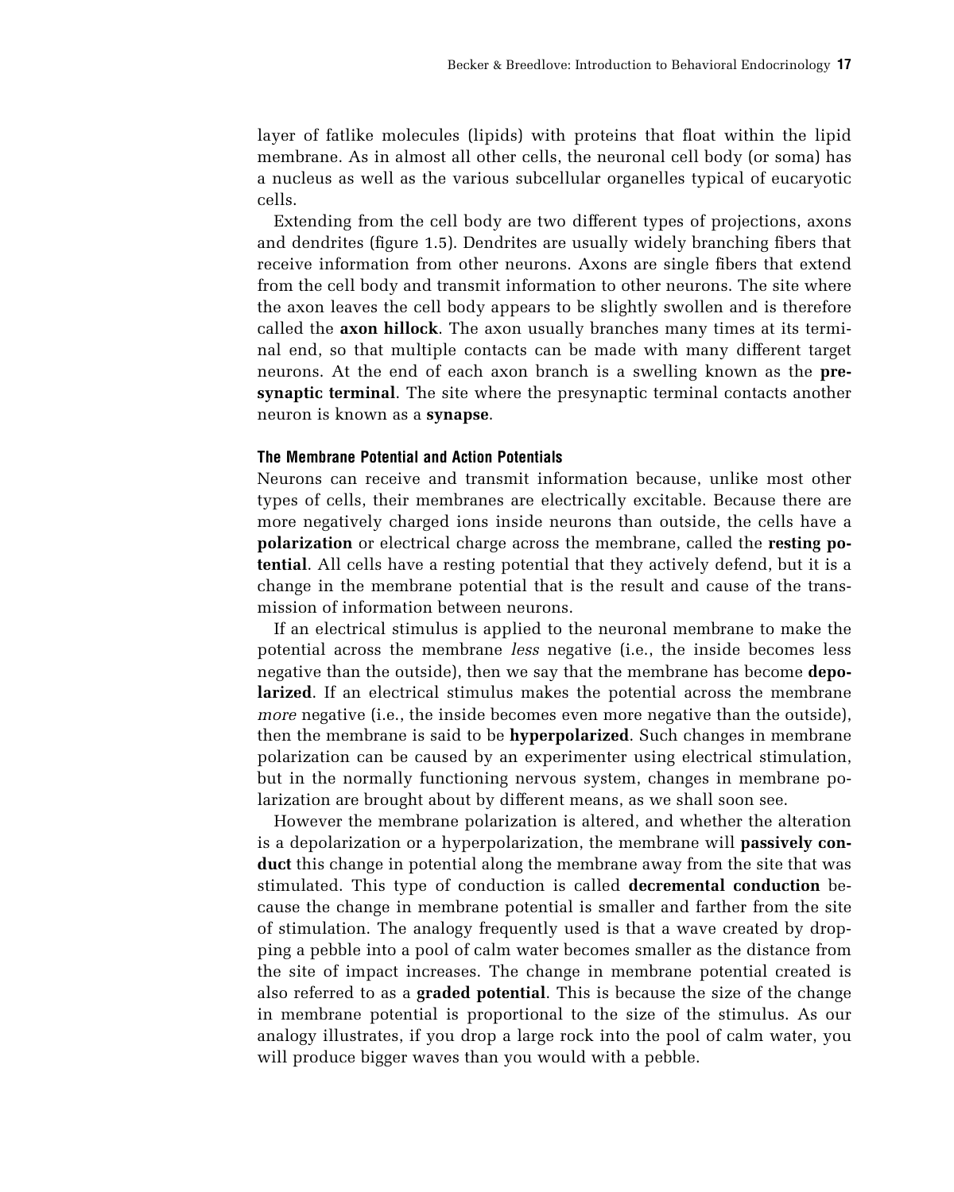layer of fatlike molecules (lipids) with proteins that float within the lipid membrane. As in almost all other cells, the neuronal cell body (or soma) has a nucleus as well as the various subcellular organelles typical of eucaryotic cells.

Extending from the cell body are two different types of projections, axons and dendrites (figure 1.5). Dendrites are usually widely branching fibers that receive information from other neurons. Axons are single fibers that extend from the cell body and transmit information to other neurons. The site where the axon leaves the cell body appears to be slightly swollen and is therefore called the **axon hillock**. The axon usually branches many times at its terminal end, so that multiple contacts can be made with many different target neurons. At the end of each axon branch is a swelling known as the **presynaptic terminal**. The site where the presynaptic terminal contacts another neuron is known as a **synapse**.

### The Membrane Potential and Action Potentials

Neurons can receive and transmit information because, unlike most other types of cells, their membranes are electrically excitable. Because there are more negatively charged ions inside neurons than outside, the cells have a **polarization** or electrical charge across the membrane, called the **resting potential**. All cells have a resting potential that they actively defend, but it is a change in the membrane potential that is the result and cause of the transmission of information between neurons.

If an electrical stimulus is applied to the neuronal membrane to make the potential across the membrane *less* negative (i.e., the inside becomes less negative than the outside), then we say that the membrane has become **depolarized**. If an electrical stimulus makes the potential across the membrane *more* negative (i.e., the inside becomes even more negative than the outside), then the membrane is said to be **hyperpolarized**. Such changes in membrane polarization can be caused by an experimenter using electrical stimulation, but in the normally functioning nervous system, changes in membrane polarization are brought about by different means, as we shall soon see.

However the membrane polarization is altered, and whether the alteration is a depolarization or a hyperpolarization, the membrane will **passively conduct** this change in potential along the membrane away from the site that was stimulated. This type of conduction is called **decremental conduction** because the change in membrane potential is smaller and farther from the site of stimulation. The analogy frequently used is that a wave created by dropping a pebble into a pool of calm water becomes smaller as the distance from the site of impact increases. The change in membrane potential created is also referred to as a **graded potential**. This is because the size of the change in membrane potential is proportional to the size of the stimulus. As our analogy illustrates, if you drop a large rock into the pool of calm water, you will produce bigger waves than you would with a pebble.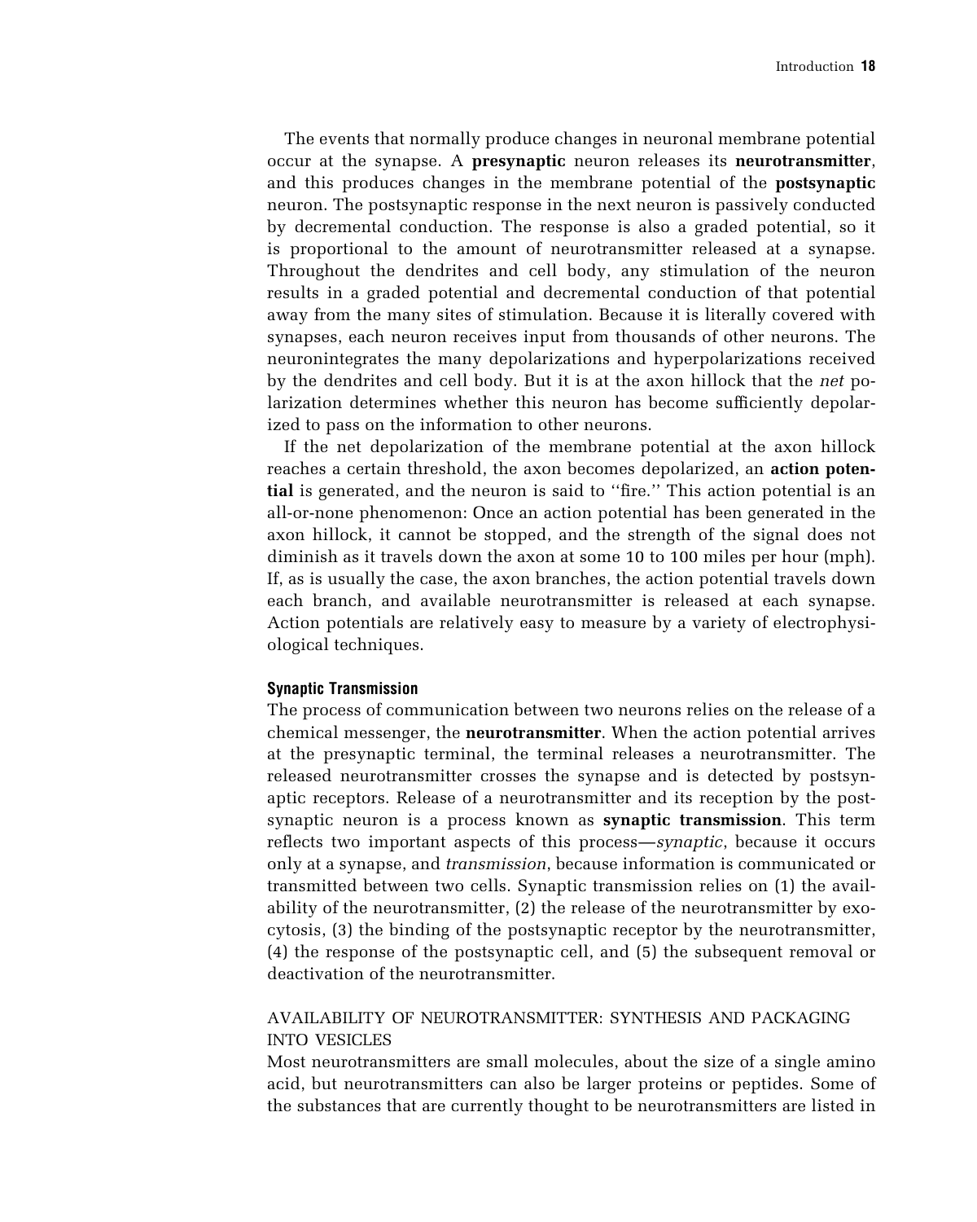The events that normally produce changes in neuronal membrane potential occur at the synapse. A **presynaptic** neuron releases its **neurotransmitter**, and this produces changes in the membrane potential of the **postsynaptic** neuron. The postsynaptic response in the next neuron is passively conducted by decremental conduction. The response is also a graded potential, so it is proportional to the amount of neurotransmitter released at a synapse. Throughout the dendrites and cell body, any stimulation of the neuron results in a graded potential and decremental conduction of that potential away from the many sites of stimulation. Because it is literally covered with synapses, each neuron receives input from thousands of other neurons. The neuronintegrates the many depolarizations and hyperpolarizations received by the dendrites and cell body. But it is at the axon hillock that the *net* polarization determines whether this neuron has become sufficiently depolarized to pass on the information to other neurons.

If the net depolarization of the membrane potential at the axon hillock reaches a certain threshold, the axon becomes depolarized, an **action potential** is generated, and the neuron is said to "fire." This action potential is an all-or-none phenomenon: Once an action potential has been generated in the axon hillock, it cannot be stopped, and the strength of the signal does not diminish as it travels down the axon at some 10 to 100 miles per hour (mph). If, as is usually the case, the axon branches, the action potential travels down each branch, and available neurotransmitter is released at each synapse. Action potentials are relatively easy to measure by a variety of electrophysiological techniques.

### Synaptic Transmission

The process of communication between two neurons relies on the release of a chemical messenger, the **neurotransmitter**. When the action potential arrives at the presynaptic terminal, the terminal releases a neurotransmitter. The released neurotransmitter crosses the synapse and is detected by postsynaptic receptors. Release of a neurotransmitter and its reception by the postsynaptic neuron is a process known as **synaptic transmission**. This term reflects two important aspects of this process—*synaptic*, because it occurs only at a synapse, and *transmission*, because information is communicated or transmitted between two cells. Synaptic transmission relies on (1) the availability of the neurotransmitter, (2) the release of the neurotransmitter by exocytosis, (3) the binding of the postsynaptic receptor by the neurotransmitter, (4) the response of the postsynaptic cell, and (5) the subsequent removal or deactivation of the neurotransmitter.

#### AVAILABILITY OF NEUROTRANSMITTER: SYNTHESIS AND PACKAGING INTO VESICLES

Most neurotransmitters are small molecules, about the size of a single amino acid, but neurotransmitters can also be larger proteins or peptides. Some of the substances that are currently thought to be neurotransmitters are listed in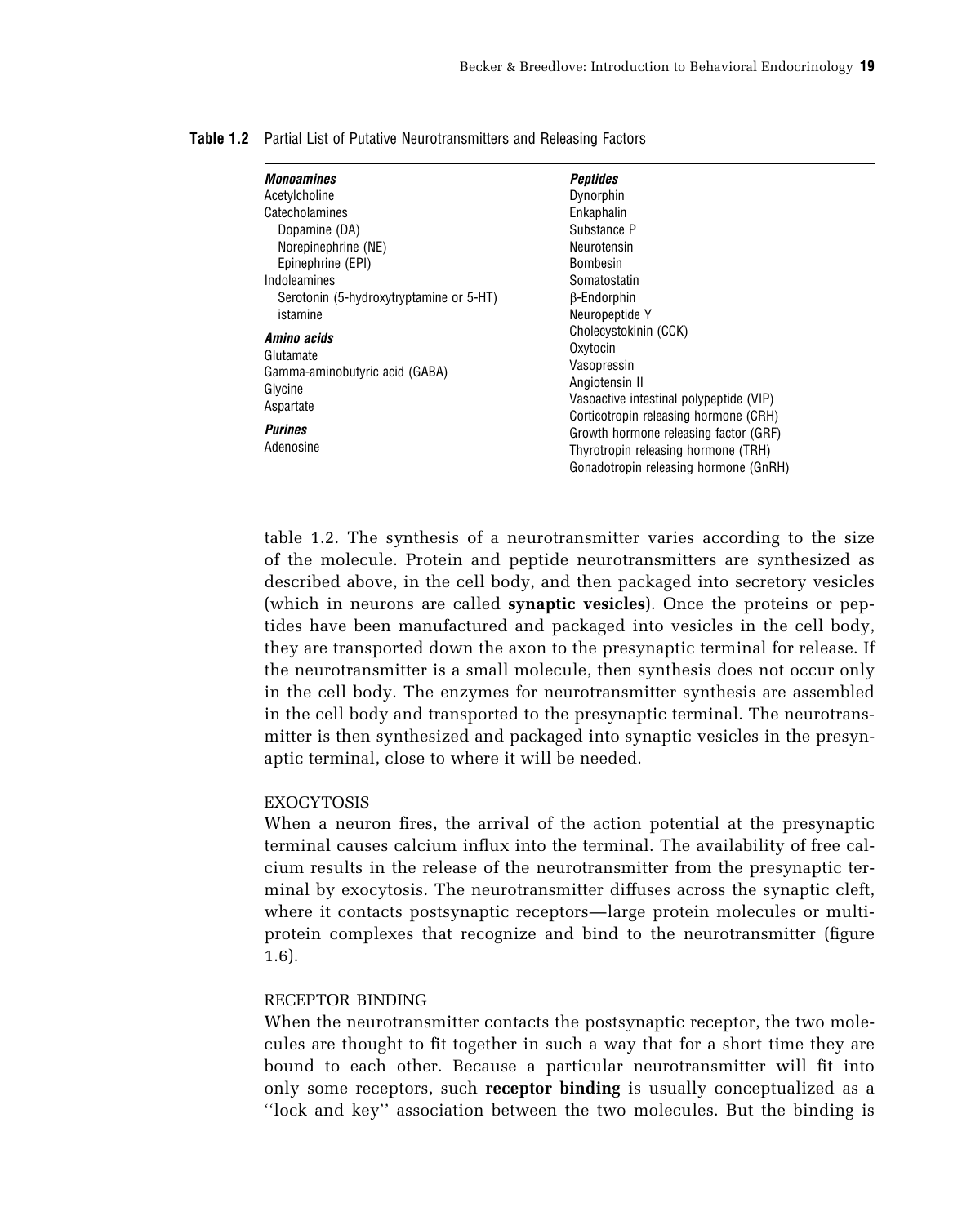**Table 1.2** Partial List of Putative Neurotransmitters and Releasing Factors

| | |
|---|---|
| ***Monoamines*** | ***Peptides*** |
| Acetylcholine | Dynorphin |
| Catecholamines | Enkaphalin |
| Dopamine (DA) | Substance P |
| Norepinephrine (NE) | Neurotensin |
| Epinephrine (EPI) | Bombesin |
| Indoleamines | Somatostatin |
| Serotonin (5-hydroxytryptamine or 5-HT) | β-Endorphin |
| istamine | Neuropeptide Y |
| ***Amino acids*** | Cholecystokinin (CCK) |
| Glutamate | Oxytocin |
| Gamma-aminobutyric acid (GABA) | Vasopressin |
| Glycine | Angiotensin II |
| Aspartate | Vasoactive intestinal polypeptide (VIP) |
| ***Purines*** | Corticotropin releasing hormone (CRH) |
| Adenosine | Growth hormone releasing factor (GRF) |
| | Thyrotropin releasing hormone (TRH) |
| | Gonadotropin releasing hormone (GnRH) |

table 1.2. The synthesis of a neurotransmitter varies according to the size of the molecule. Protein and peptide neurotransmitters are synthesized as described above, in the cell body, and then packaged into secretory vesicles (which in neurons are called **synaptic vesicles**). Once the proteins or peptides have been manufactured and packaged into vesicles in the cell body, they are transported down the axon to the presynaptic terminal for release. If the neurotransmitter is a small molecule, then synthesis does not occur only in the cell body. The enzymes for neurotransmitter synthesis are assembled in the cell body and transported to the presynaptic terminal. The neurotransmitter is then synthesized and packaged into synaptic vesicles in the presynaptic terminal, close to where it will be needed.

### EXOCYTOSIS

When a neuron fires, the arrival of the action potential at the presynaptic terminal causes calcium influx into the terminal. The availability of free calcium results in the release of the neurotransmitter from the presynaptic terminal by exocytosis. The neurotransmitter diffuses across the synaptic cleft, where it contacts postsynaptic receptors—large protein molecules or multiprotein complexes that recognize and bind to the neurotransmitter (figure 1.6).

### RECEPTOR BINDING

When the neurotransmitter contacts the postsynaptic receptor, the two molecules are thought to fit together in such a way that for a short time they are bound to each other. Because a particular neurotransmitter will fit into only some receptors, such **receptor binding** is usually conceptualized as a ''lock and key'' association between the two molecules. But the binding is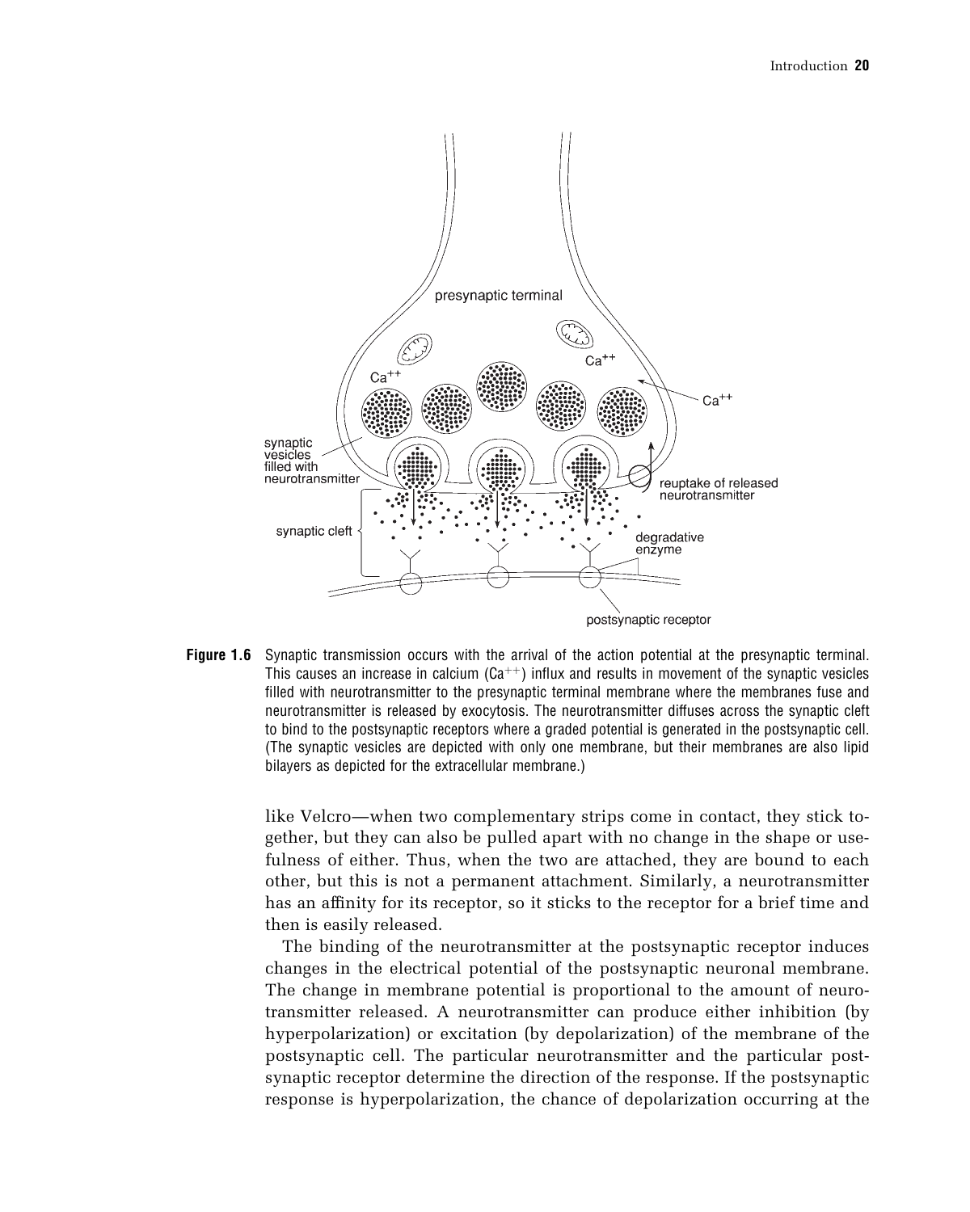**Figure 1.6** Synaptic transmission occurs with the arrival of the action potential at the presynaptic terminal. This causes an increase in calcium ($Ca^{++}$) influx and results in movement of the synaptic vesicles filled with neurotransmitter to the presynaptic terminal membrane where the membranes fuse and neurotransmitter is released by exocytosis. The neurotransmitter diffuses across the synaptic cleft to bind to the postsynaptic receptors where a graded potential is generated in the postsynaptic cell. (The synaptic vesicles are depicted with only one membrane, but their membranes are also lipid bilayers as depicted for the extracellular membrane.)

like Velcro—when two complementary strips come in contact, they stick together, but they can also be pulled apart with no change in the shape or usefulness of either. Thus, when the two are attached, they are bound to each other, but this is not a permanent attachment. Similarly, a neurotransmitter has an affinity for its receptor, so it sticks to the receptor for a brief time and then is easily released.

The binding of the neurotransmitter at the postsynaptic receptor induces changes in the electrical potential of the postsynaptic neuronal membrane. The change in membrane potential is proportional to the amount of neurotransmitter released. A neurotransmitter can produce either inhibition (by hyperpolarization) or excitation (by depolarization) of the membrane of the postsynaptic cell. The particular neurotransmitter and the particular postsynaptic receptor determine the direction of the response. If the postsynaptic response is hyperpolarization, the chance of depolarization occurring at the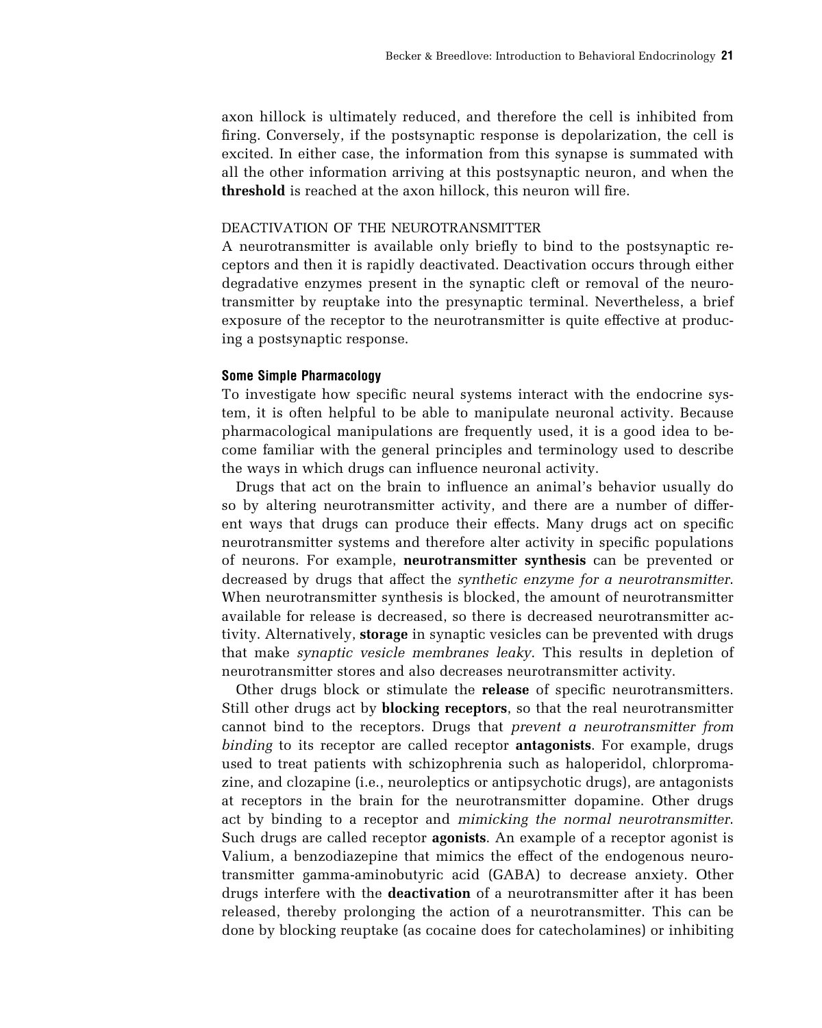axon hillock is ultimately reduced, and therefore the cell is inhibited from firing. Conversely, if the postsynaptic response is depolarization, the cell is excited. In either case, the information from this synapse is summated with all the other information arriving at this postsynaptic neuron, and when the **threshold** is reached at the axon hillock, this neuron will fire.

#### DEACTIVATION OF THE NEUROTRANSMITTER

A neurotransmitter is available only briefly to bind to the postsynaptic receptors and then it is rapidly deactivated. Deactivation occurs through either degradative enzymes present in the synaptic cleft or removal of the neurotransmitter by reuptake into the presynaptic terminal. Nevertheless, a brief exposure of the receptor to the neurotransmitter is quite effective at producing a postsynaptic response.

### Some Simple Pharmacology

To investigate how specific neural systems interact with the endocrine system, it is often helpful to be able to manipulate neuronal activity. Because pharmacological manipulations are frequently used, it is a good idea to become familiar with the general principles and terminology used to describe the ways in which drugs can influence neuronal activity.

Drugs that act on the brain to influence an animal's behavior usually do so by altering neurotransmitter activity, and there are a number of different ways that drugs can produce their effects. Many drugs act on specific neurotransmitter systems and therefore alter activity in specific populations of neurons. For example, **neurotransmitter synthesis** can be prevented or decreased by drugs that affect the *synthetic enzyme for a neurotransmitter*. When neurotransmitter synthesis is blocked, the amount of neurotransmitter available for release is decreased, so there is decreased neurotransmitter activity. Alternatively, **storage** in synaptic vesicles can be prevented with drugs that make *synaptic vesicle membranes leaky*. This results in depletion of neurotransmitter stores and also decreases neurotransmitter activity.

Other drugs block or stimulate the **release** of specific neurotransmitters. Still other drugs act by **blocking receptors**, so that the real neurotransmitter cannot bind to the receptors. Drugs that *prevent a neurotransmitter from binding* to its receptor are called receptor **antagonists**. For example, drugs used to treat patients with schizophrenia such as haloperidol, chlorpromazine, and clozapine (i.e., neuroleptics or antipsychotic drugs), are antagonists at receptors in the brain for the neurotransmitter dopamine. Other drugs act by binding to a receptor and *mimicking the normal neurotransmitter*. Such drugs are called receptor **agonists**. An example of a receptor agonist is Valium, a benzodiazepine that mimics the effect of the endogenous neurotransmitter gamma-aminobutyric acid (GABA) to decrease anxiety. Other drugs interfere with the **deactivation** of a neurotransmitter after it has been released, thereby prolonging the action of a neurotransmitter. This can be done by blocking reuptake (as cocaine does for catecholamines) or inhibiting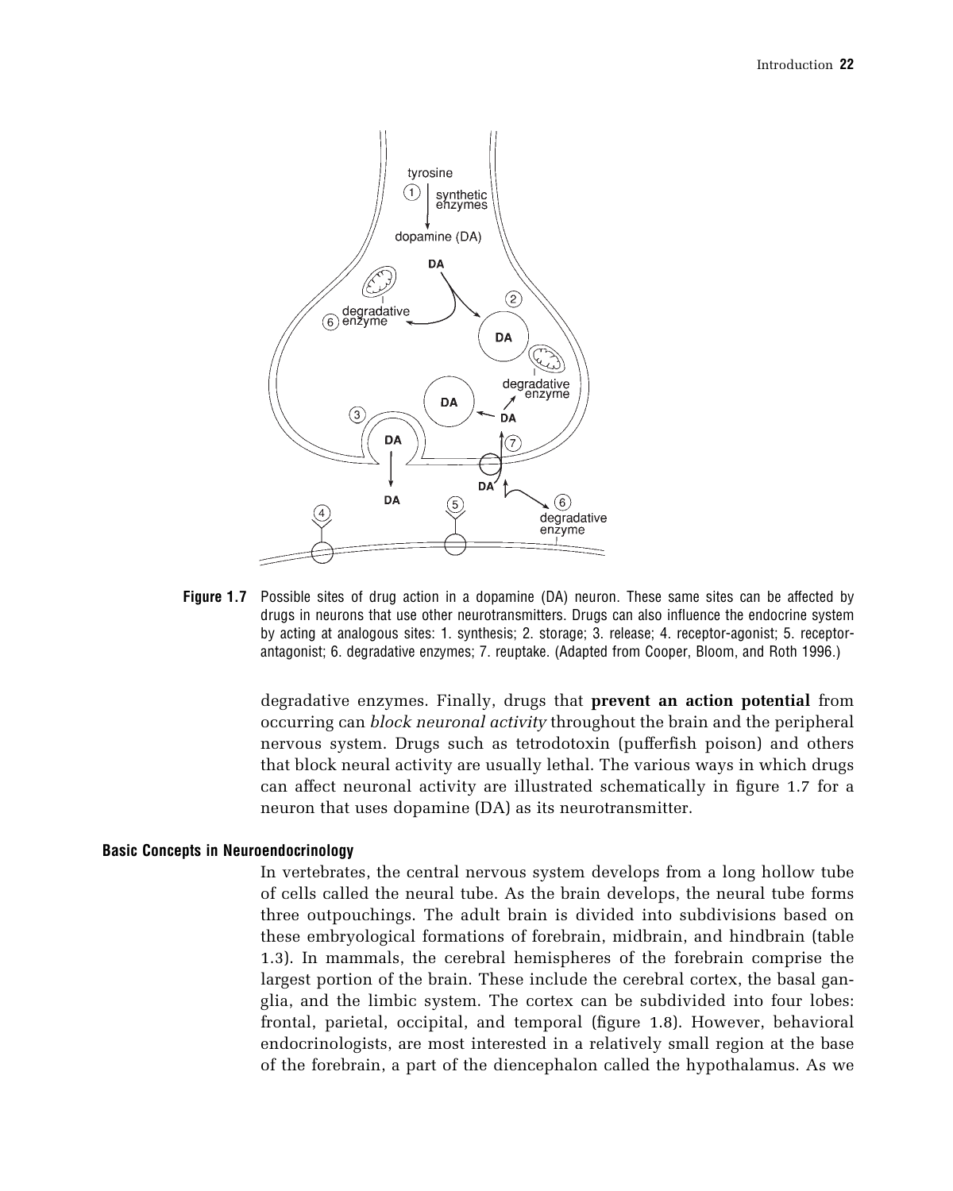**Figure 1.7** Possible sites of drug action in a dopamine (DA) neuron. These same sites can be affected by drugs in neurons that use other neurotransmitters. Drugs can also influence the endocrine system by acting at analogous sites: 1. synthesis; 2. storage; 3. release; 4. receptor-agonist; 5. receptor-antagonist; 6. degradative enzymes; 7. reuptake. (Adapted from Cooper, Bloom, and Roth 1996.)

degradative enzymes. Finally, drugs that **prevent an action potential** from occurring can *block neuronal activity* throughout the brain and the peripheral nervous system. Drugs such as tetrodotoxin (pufferfish poison) and others that block neural activity are usually lethal. The various ways in which drugs can affect neuronal activity are illustrated schematically in figure 1.7 for a neuron that uses dopamine (DA) as its neurotransmitter.

## Basic Concepts in Neuroendocrinology

In vertebrates, the central nervous system develops from a long hollow tube of cells called the neural tube. As the brain develops, the neural tube forms three outpouchings. The adult brain is divided into subdivisions based on these embryological formations of forebrain, midbrain, and hindbrain (table 1.3). In mammals, the cerebral hemispheres of the forebrain comprise the largest portion of the brain. These include the cerebral cortex, the basal ganglia, and the limbic system. The cortex can be subdivided into four lobes: frontal, parietal, occipital, and temporal (figure 1.8). However, behavioral endocrinologists, are most interested in a relatively small region at the base of the forebrain, a part of the diencephalon called the hypothalamus. As we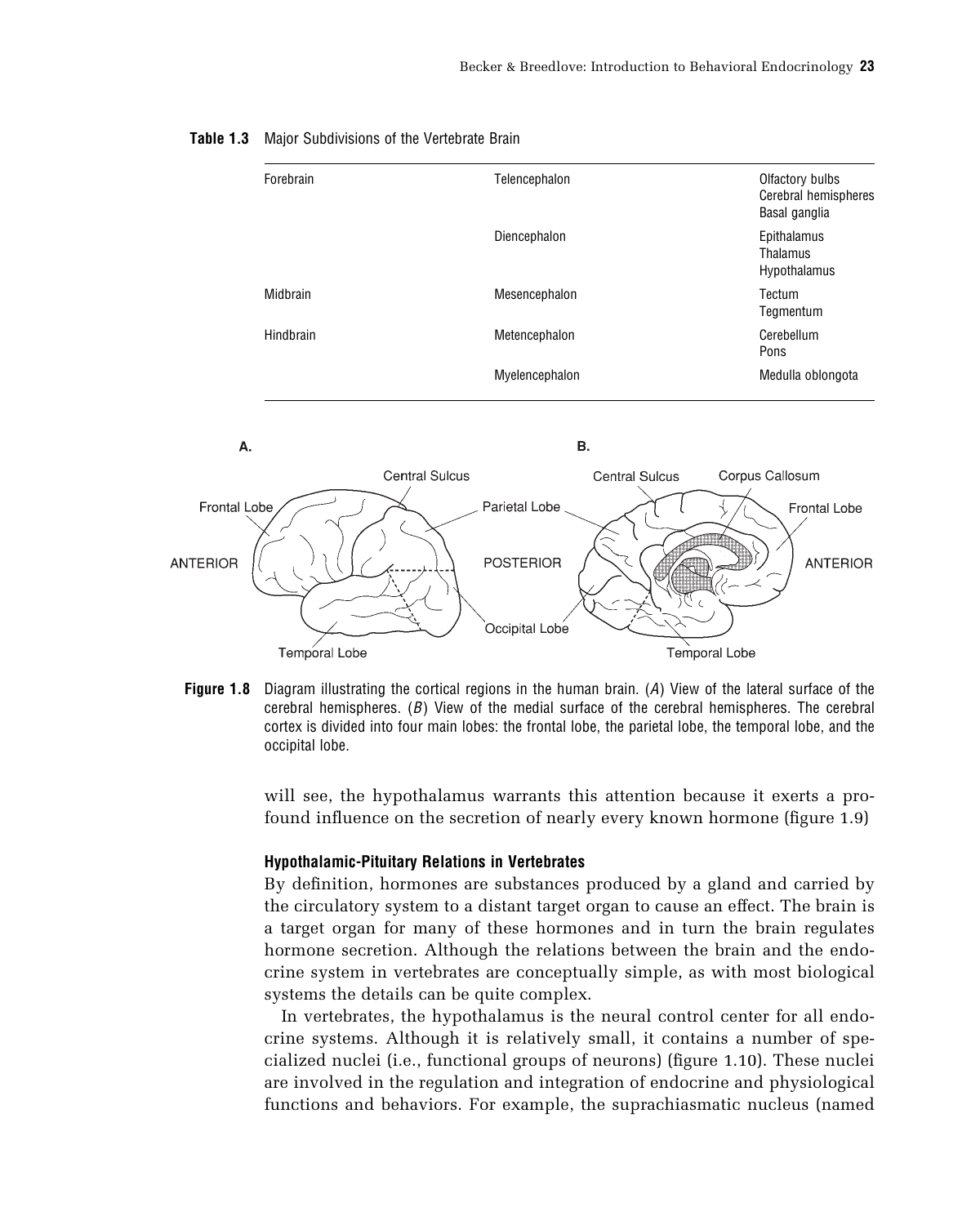**Table 1.3** Major Subdivisions of the Vertebrate Brain

| | | |
|---|---|---|
| Forebrain | Telencephalon | Olfactory bulbs<br>Cerebral hemispheres<br>Basal ganglia |
| | Diencephalon | Epithalamus<br>Thalamus<br>Hypothalamus |
| Midbrain | Mesencephalon | Tectum<br>Tegmentum |
| Hindbrain | Metencephalon | Cerebellum<br>Pons |
| | Myelencephalon | Medulla oblongota |

**Figure 1.8** Diagram illustrating the cortical regions in the human brain. (*A*) View of the lateral surface of the cerebral hemispheres. (*B*) View of the medial surface of the cerebral hemispheres. The cerebral cortex is divided into four main lobes: the frontal lobe, the parietal lobe, the temporal lobe, and the occipital lobe.

will see, the hypothalamus warrants this attention because it exerts a profound influence on the secretion of nearly every known hormone (figure 1.9)

#### Hypothalamic-Pituitary Relations in Vertebrates

By definition, hormones are substances produced by a gland and carried by the circulatory system to a distant target organ to cause an effect. The brain is a target organ for many of these hormones and in turn the brain regulates hormone secretion. Although the relations between the brain and the endocrine system in vertebrates are conceptually simple, as with most biological systems the details can be quite complex.

In vertebrates, the hypothalamus is the neural control center for all endocrine systems. Although it is relatively small, it contains a number of specialized nuclei (i.e., functional groups of neurons) (figure 1.10). These nuclei are involved in the regulation and integration of endocrine and physiological functions and behaviors. For example, the suprachiasmatic nucleus (named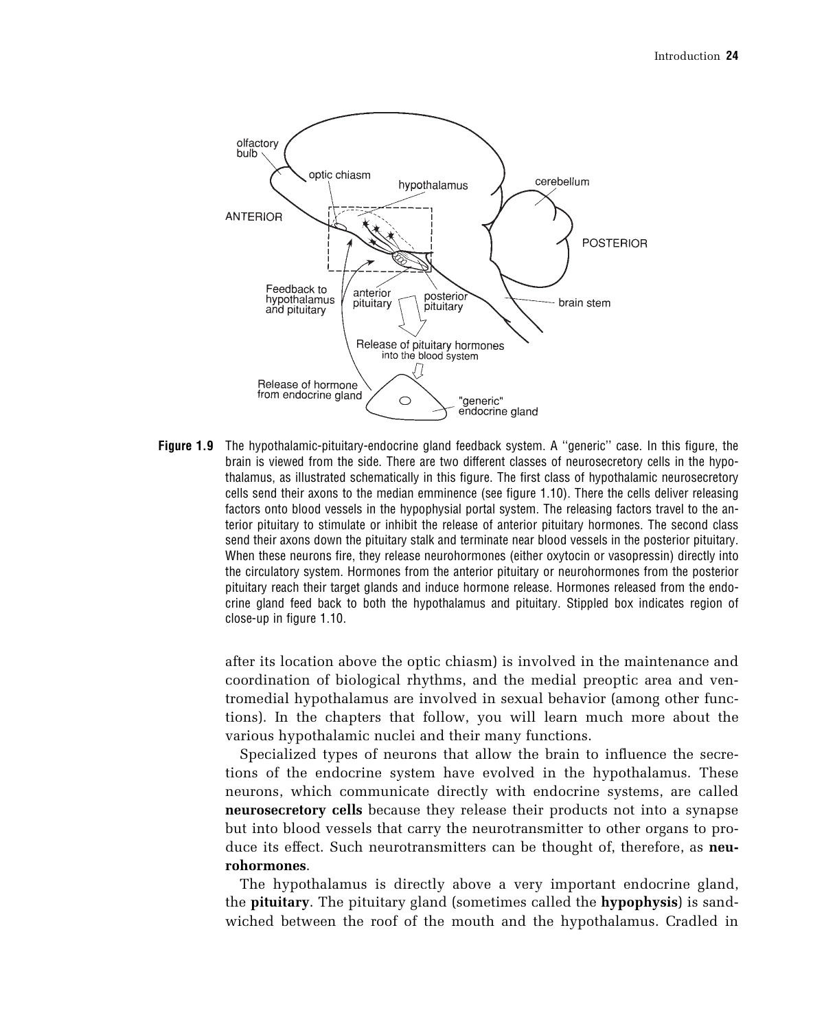**Figure 1.9** The hypothalamic-pituitary-endocrine gland feedback system. A ''generic'' case. In this figure, the brain is viewed from the side. There are two different classes of neurosecretory cells in the hypothalamus, as illustrated schematically in this figure. The first class of hypothalamic neurosecretory cells send their axons to the median emminence (see figure 1.10). There the cells deliver releasing factors onto blood vessels in the hypophysial portal system. The releasing factors travel to the anterior pituitary to stimulate or inhibit the release of anterior pituitary hormones. The second class send their axons down the pituitary stalk and terminate near blood vessels in the posterior pituitary. When these neurons fire, they release neurohormones (either oxytocin or vasopressin) directly into the circulatory system. Hormones from the anterior pituitary or neurohormones from the posterior pituitary reach their target glands and induce hormone release. Hormones released from the endocrine gland feed back to both the hypothalamus and pituitary. Stippled box indicates region of close-up in figure 1.10.

after its location above the optic chiasm) is involved in the maintenance and coordination of biological rhythms, and the medial preoptic area and ventromedial hypothalamus are involved in sexual behavior (among other functions). In the chapters that follow, you will learn much more about the various hypothalamic nuclei and their many functions.

Specialized types of neurons that allow the brain to influence the secretions of the endocrine system have evolved in the hypothalamus. These neurons, which communicate directly with endocrine systems, are called **neurosecretory cells** because they release their products not into a synapse but into blood vessels that carry the neurotransmitter to other organs to produce its effect. Such neurotransmitters can be thought of, therefore, as **neurohormones**.

The hypothalamus is directly above a very important endocrine gland, the **pituitary**. The pituitary gland (sometimes called the **hypophysis**) is sandwiched between the roof of the mouth and the hypothalamus. Cradled in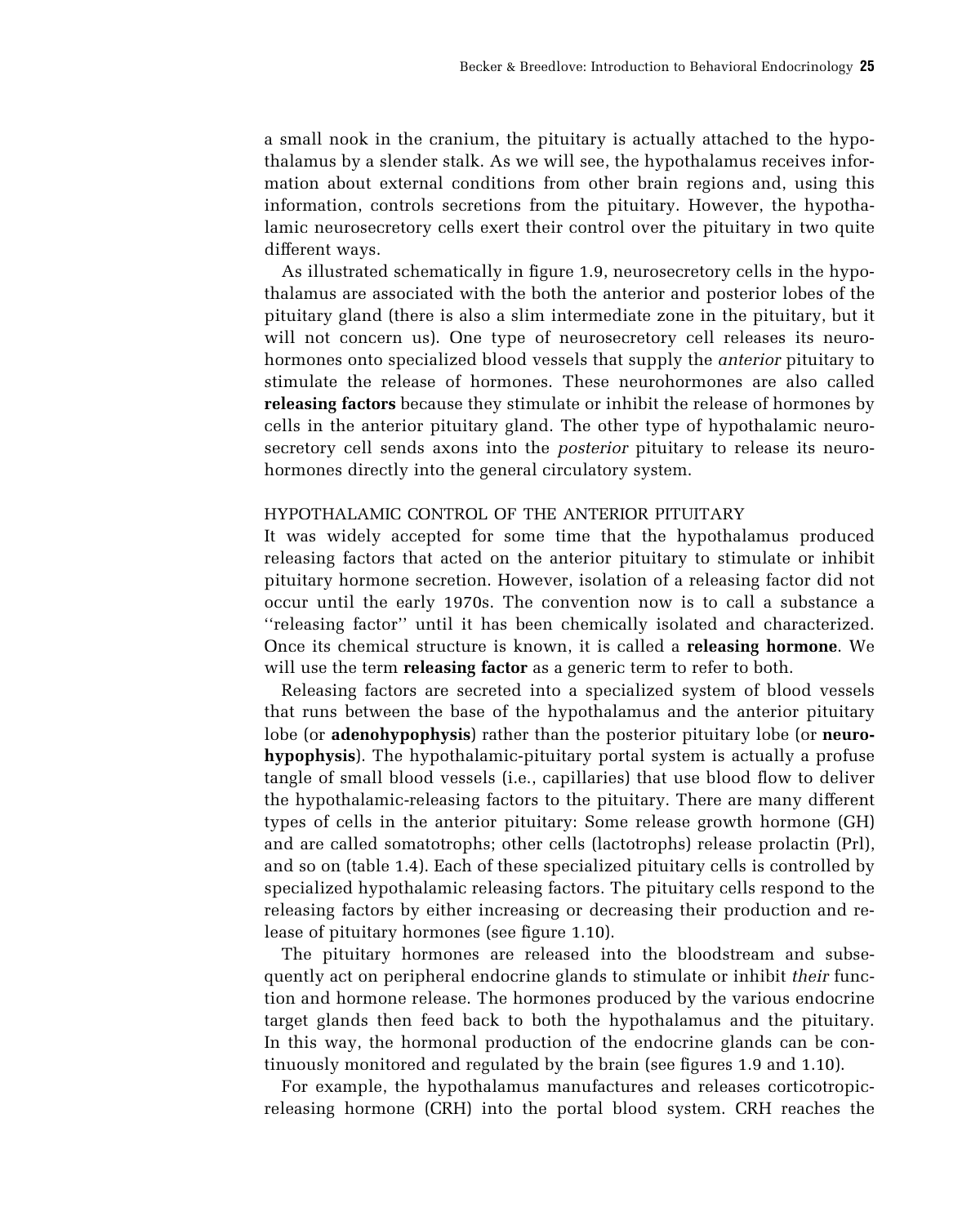a small nook in the cranium, the pituitary is actually attached to the hypothalamus by a slender stalk. As we will see, the hypothalamus receives information about external conditions from other brain regions and, using this information, controls secretions from the pituitary. However, the hypothalamic neurosecretory cells exert their control over the pituitary in two quite different ways.

As illustrated schematically in figure 1.9, neurosecretory cells in the hypothalamus are associated with the both the anterior and posterior lobes of the pituitary gland (there is also a slim intermediate zone in the pituitary, but it will not concern us). One type of neurosecretory cell releases its neurohormones onto specialized blood vessels that supply the *anterior* pituitary to stimulate the release of hormones. These neurohormones are also called **releasing factors** because they stimulate or inhibit the release of hormones by cells in the anterior pituitary gland. The other type of hypothalamic neurosecretory cell sends axons into the *posterior* pituitary to release its neurohormones directly into the general circulatory system.

### HYPOTHALAMIC CONTROL OF THE ANTERIOR PITUITARY

It was widely accepted for some time that the hypothalamus produced releasing factors that acted on the anterior pituitary to stimulate or inhibit pituitary hormone secretion. However, isolation of a releasing factor did not occur until the early 1970s. The convention now is to call a substance a ''releasing factor'' until it has been chemically isolated and characterized. Once its chemical structure is known, it is called a **releasing hormone**. We will use the term **releasing factor** as a generic term to refer to both.

Releasing factors are secreted into a specialized system of blood vessels that runs between the base of the hypothalamus and the anterior pituitary lobe (or **adenohypophysis**) rather than the posterior pituitary lobe (or **neurohypophysis**). The hypothalamic-pituitary portal system is actually a profuse tangle of small blood vessels (i.e., capillaries) that use blood flow to deliver the hypothalamic-releasing factors to the pituitary. There are many different types of cells in the anterior pituitary: Some release growth hormone (GH) and are called somatotrophs; other cells (lactotrophs) release prolactin (Prl), and so on (table 1.4). Each of these specialized pituitary cells is controlled by specialized hypothalamic releasing factors. The pituitary cells respond to the releasing factors by either increasing or decreasing their production and release of pituitary hormones (see figure 1.10).

The pituitary hormones are released into the bloodstream and subsequently act on peripheral endocrine glands to stimulate or inhibit *their* function and hormone release. The hormones produced by the various endocrine target glands then feed back to both the hypothalamus and the pituitary. In this way, the hormonal production of the endocrine glands can be continuously monitored and regulated by the brain (see figures 1.9 and 1.10).

For example, the hypothalamus manufactures and releases corticotropic-releasing hormone (CRH) into the portal blood system. CRH reaches the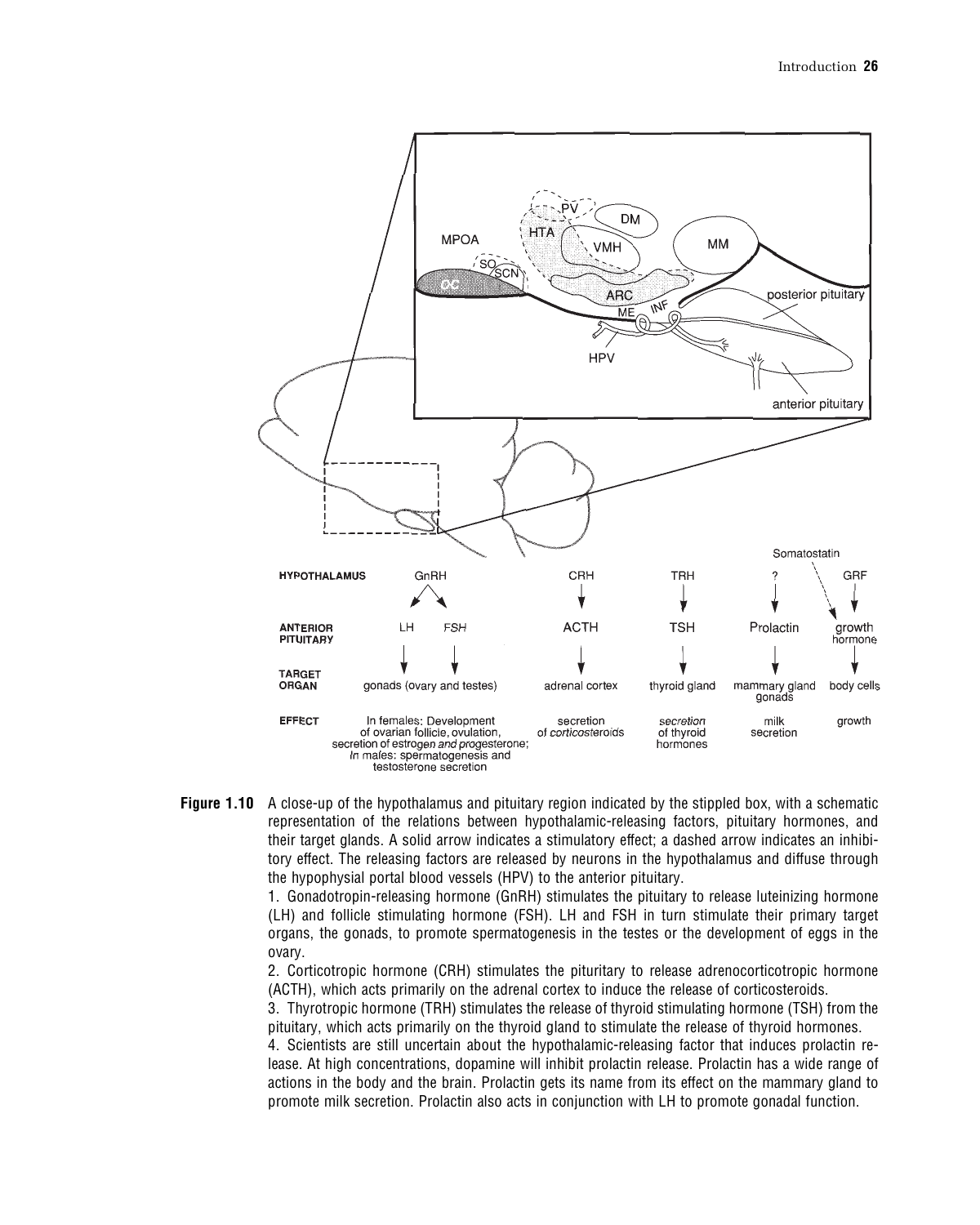| HYPOTHALAMUS | GnRH | | CRH | TRH | ? | GRF |
|---|---|---|---|---|---|---|
| ANTERIOR PITUITARY | LH | FSH | ACTH | TSH | Prolactin | growth hormone |
| TARGET ORGAN | gonads (ovary and testes) | | adrenal cortex | thyroid gland | mammary gland gonads | body cells |
| EFFECT | In females: Development of ovarian follicle, ovulation, secretion of estrogen and progesterone; In males: spermatogenesis and testosterone secretion | | secretion of corticosteroids | secretion of thyroid hormones | milk secretion | growth |

Somatostatin (inhibitory, dashed arrow, to growth hormone)

**Figure 1.10** A close-up of the hypothalamus and pituitary region indicated by the stippled box, with a schematic representation of the relations between hypothalamic-releasing factors, pituitary hormones, and their target glands. A solid arrow indicates a stimulatory effect; a dashed arrow indicates an inhibitory effect. The releasing factors are released by neurons in the hypothalamus and diffuse through the hypophysial portal blood vessels (HPV) to the anterior pituitary.

1. Gonadotropin-releasing hormone (GnRH) stimulates the pituitary to release luteinizing hormone (LH) and follicle stimulating hormone (FSH). LH and FSH in turn stimulate their primary target organs, the gonads, to promote spermatogenesis in the testes or the development of eggs in the ovary.

2. Corticotropic hormone (CRH) stimulates the piturtary to release adrenocorticotropic hormone (ACTH), which acts primarily on the adrenal cortex to induce the release of corticosteroids.

3. Thyrotropic hormone (TRH) stimulates the release of thyroid stimulating hormone (TSH) from the pituitary, which acts primarily on the thyroid gland to stimulate the release of thyroid hormones.

4. Scientists are still uncertain about the hypothalamic-releasing factor that induces prolactin release. At high concentrations, dopamine will inhibit prolactin release. Prolactin has a wide range of actions in the body and the brain. Prolactin gets its name from its effect on the mammary gland to promote milk secretion. Prolactin also acts in conjunction with LH to promote gonadal function.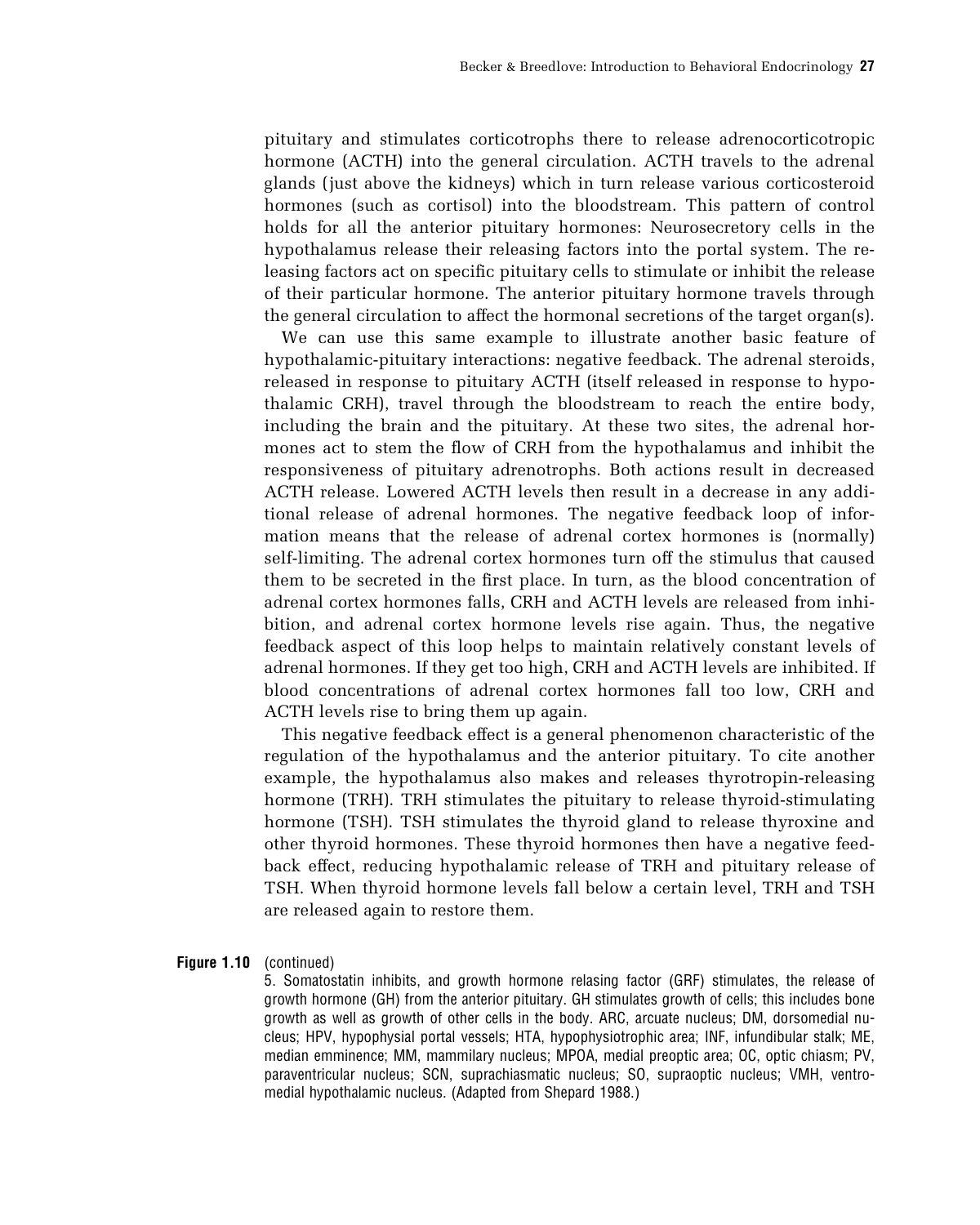pituitary and stimulates corticotrophs there to release adrenocorticotropic hormone (ACTH) into the general circulation. ACTH travels to the adrenal glands (just above the kidneys) which in turn release various corticosteroid hormones (such as cortisol) into the bloodstream. This pattern of control holds for all the anterior pituitary hormones: Neurosecretory cells in the hypothalamus release their releasing factors into the portal system. The releasing factors act on specific pituitary cells to stimulate or inhibit the release of their particular hormone. The anterior pituitary hormone travels through the general circulation to affect the hormonal secretions of the target organ(s).

We can use this same example to illustrate another basic feature of hypothalamic-pituitary interactions: negative feedback. The adrenal steroids, released in response to pituitary ACTH (itself released in response to hypothalamic CRH), travel through the bloodstream to reach the entire body, including the brain and the pituitary. At these two sites, the adrenal hormones act to stem the flow of CRH from the hypothalamus and inhibit the responsiveness of pituitary adrenotrophs. Both actions result in decreased ACTH release. Lowered ACTH levels then result in a decrease in any additional release of adrenal hormones. The negative feedback loop of information means that the release of adrenal cortex hormones is (normally) self-limiting. The adrenal cortex hormones turn off the stimulus that caused them to be secreted in the first place. In turn, as the blood concentration of adrenal cortex hormones falls, CRH and ACTH levels are released from inhibition, and adrenal cortex hormone levels rise again. Thus, the negative feedback aspect of this loop helps to maintain relatively constant levels of adrenal hormones. If they get too high, CRH and ACTH levels are inhibited. If blood concentrations of adrenal cortex hormones fall too low, CRH and ACTH levels rise to bring them up again.

This negative feedback effect is a general phenomenon characteristic of the regulation of the hypothalamus and the anterior pituitary. To cite another example, the hypothalamus also makes and releases thyrotropin-releasing hormone (TRH). TRH stimulates the pituitary to release thyroid-stimulating hormone (TSH). TSH stimulates the thyroid gland to release thyroxine and other thyroid hormones. These thyroid hormones then have a negative feedback effect, reducing hypothalamic release of TRH and pituitary release of TSH. When thyroid hormone levels fall below a certain level, TRH and TSH are released again to restore them.

**Figure 1.10** (continued)
5. Somatostatin inhibits, and growth hormone relasing factor (GRF) stimulates, the release of growth hormone (GH) from the anterior pituitary. GH stimulates growth of cells; this includes bone growth as well as growth of other cells in the body. ARC, arcuate nucleus; DM, dorsomedial nucleus; HPV, hypophysial portal vessels; HTA, hypophysiotrophic area; INF, infundibular stalk; ME, median emminence; MM, mammilary nucleus; MPOA, medial preoptic area; OC, optic chiasm; PV, paraventricular nucleus; SCN, suprachiasmatic nucleus; SO, supraoptic nucleus; VMH, ventromedial hypothalamic nucleus. (Adapted from Shepard 1988.)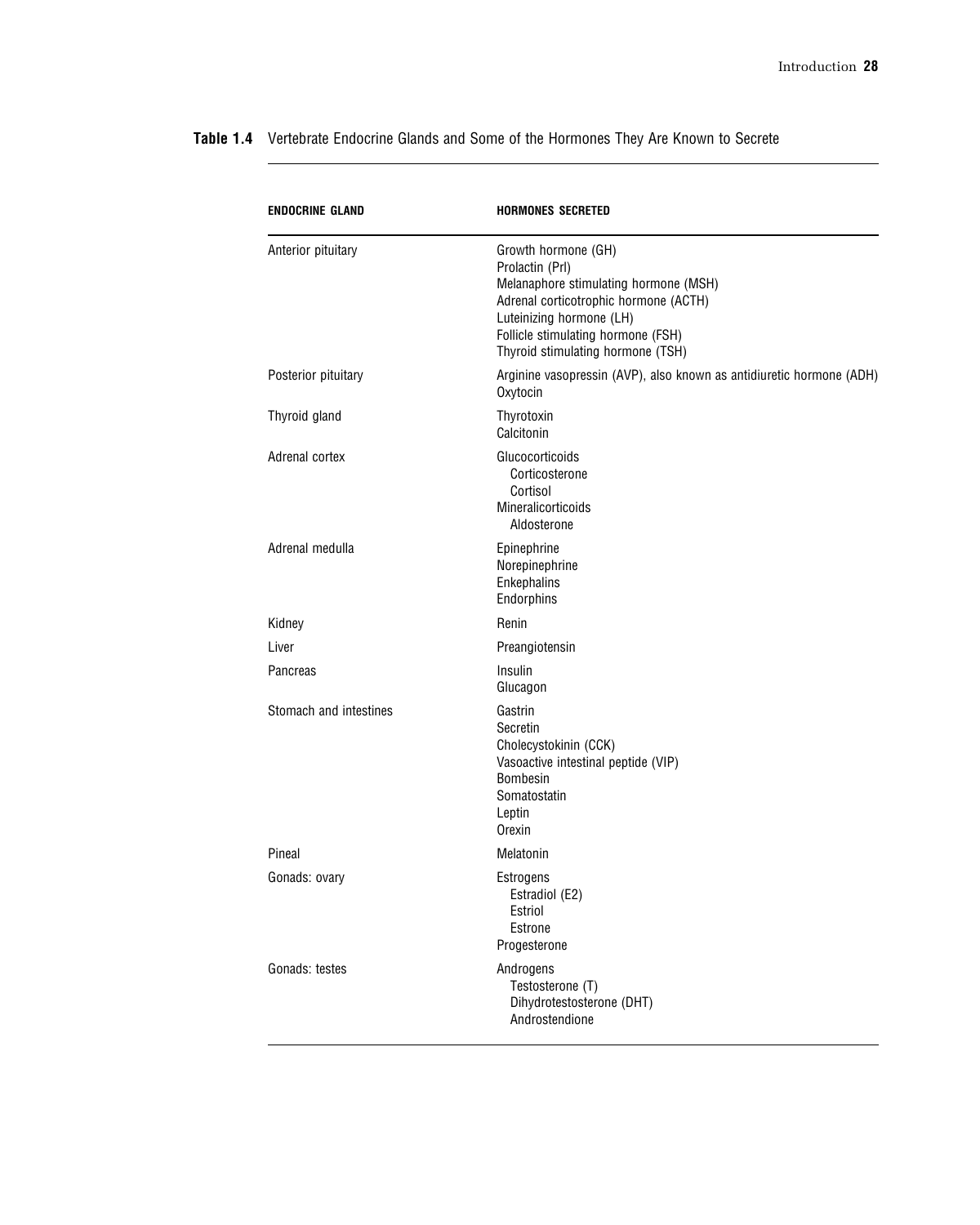**Table 1.4** Vertebrate Endocrine Glands and Some of the Hormones They Are Known to Secrete

| ENDOCRINE GLAND | HORMONES SECRETED |
|---|---|
| Anterior pituitary | Growth hormone (GH)<br>Prolactin (Prl)<br>Melanaphore stimulating hormone (MSH)<br>Adrenal corticotrophic hormone (ACTH)<br>Luteinizing hormone (LH)<br>Follicle stimulating hormone (FSH)<br>Thyroid stimulating hormone (TSH) |
| Posterior pituitary | Arginine vasopressin (AVP), also known as antidiuretic hormone (ADH)<br>Oxytocin |
| Thyroid gland | Thyrotoxin<br>Calcitonin |
| Adrenal cortex | Glucocorticoids<br>  Corticosterone<br>  Cortisol<br>Mineralicorticoids<br>  Aldosterone |
| Adrenal medulla | Epinephrine<br>Norepinephrine<br>Enkephalins<br>Endorphins |
| Kidney | Renin |
| Liver | Preangiotensin |
| Pancreas | Insulin<br>Glucagon |
| Stomach and intestines | Gastrin<br>Secretin<br>Cholecystokinin (CCK)<br>Vasoactive intestinal peptide (VIP)<br>Bombesin<br>Somatostatin<br>Leptin<br>Orexin |
| Pineal | Melatonin |
| Gonads: ovary | Estrogens<br>  Estradiol (E2)<br>  Estriol<br>  Estrone<br>Progesterone |
| Gonads: testes | Androgens<br>  Testosterone (T)<br>  Dihydrotestosterone (DHT)<br>  Androstendione |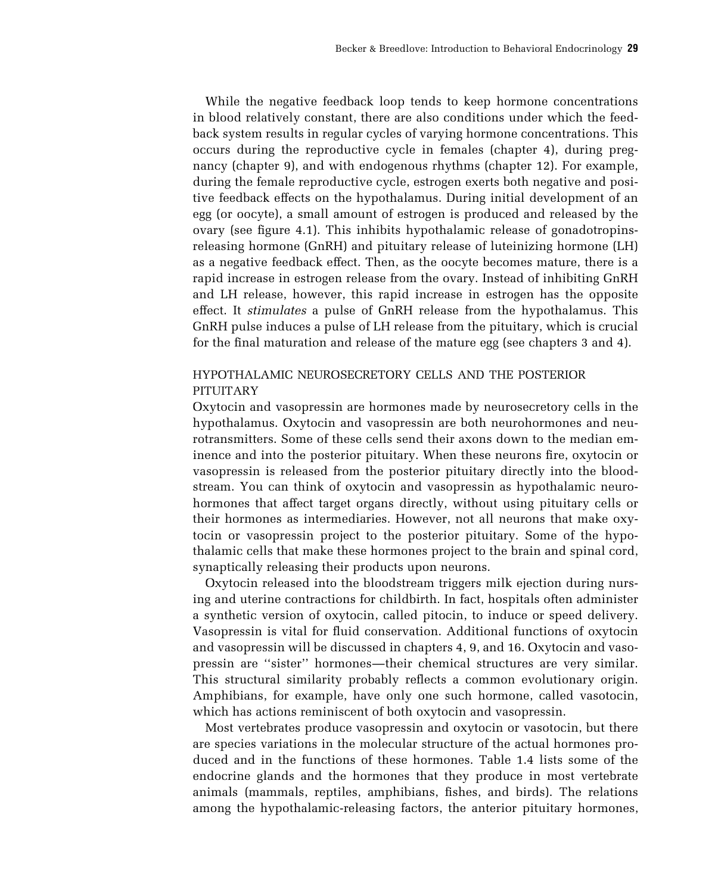While the negative feedback loop tends to keep hormone concentrations in blood relatively constant, there are also conditions under which the feedback system results in regular cycles of varying hormone concentrations. This occurs during the reproductive cycle in females (chapter 4), during pregnancy (chapter 9), and with endogenous rhythms (chapter 12). For example, during the female reproductive cycle, estrogen exerts both negative and positive feedback effects on the hypothalamus. During initial development of an egg (or oocyte), a small amount of estrogen is produced and released by the ovary (see figure 4.1). This inhibits hypothalamic release of gonadotropins-releasing hormone (GnRH) and pituitary release of luteinizing hormone (LH) as a negative feedback effect. Then, as the oocyte becomes mature, there is a rapid increase in estrogen release from the ovary. Instead of inhibiting GnRH and LH release, however, this rapid increase in estrogen has the opposite effect. It *stimulates* a pulse of GnRH release from the hypothalamus. This GnRH pulse induces a pulse of LH release from the pituitary, which is crucial for the final maturation and release of the mature egg (see chapters 3 and 4).

## HYPOTHALAMIC NEUROSECRETORY CELLS AND THE POSTERIOR PITUITARY

Oxytocin and vasopressin are hormones made by neurosecretory cells in the hypothalamus. Oxytocin and vasopressin are both neurohormones and neurotransmitters. Some of these cells send their axons down to the median eminence and into the posterior pituitary. When these neurons fire, oxytocin or vasopressin is released from the posterior pituitary directly into the bloodstream. You can think of oxytocin and vasopressin as hypothalamic neurohormones that affect target organs directly, without using pituitary cells or their hormones as intermediaries. However, not all neurons that make oxytocin or vasopressin project to the posterior pituitary. Some of the hypothalamic cells that make these hormones project to the brain and spinal cord, synaptically releasing their products upon neurons.

Oxytocin released into the bloodstream triggers milk ejection during nursing and uterine contractions for childbirth. In fact, hospitals often administer a synthetic version of oxytocin, called pitocin, to induce or speed delivery. Vasopressin is vital for fluid conservation. Additional functions of oxytocin and vasopressin will be discussed in chapters 4, 9, and 16. Oxytocin and vasopressin are ''sister'' hormones—their chemical structures are very similar. This structural similarity probably reflects a common evolutionary origin. Amphibians, for example, have only one such hormone, called vasotocin, which has actions reminiscent of both oxytocin and vasopressin.

Most vertebrates produce vasopressin and oxytocin or vasotocin, but there are species variations in the molecular structure of the actual hormones produced and in the functions of these hormones. Table 1.4 lists some of the endocrine glands and the hormones that they produce in most vertebrate animals (mammals, reptiles, amphibians, fishes, and birds). The relations among the hypothalamic-releasing factors, the anterior pituitary hormones,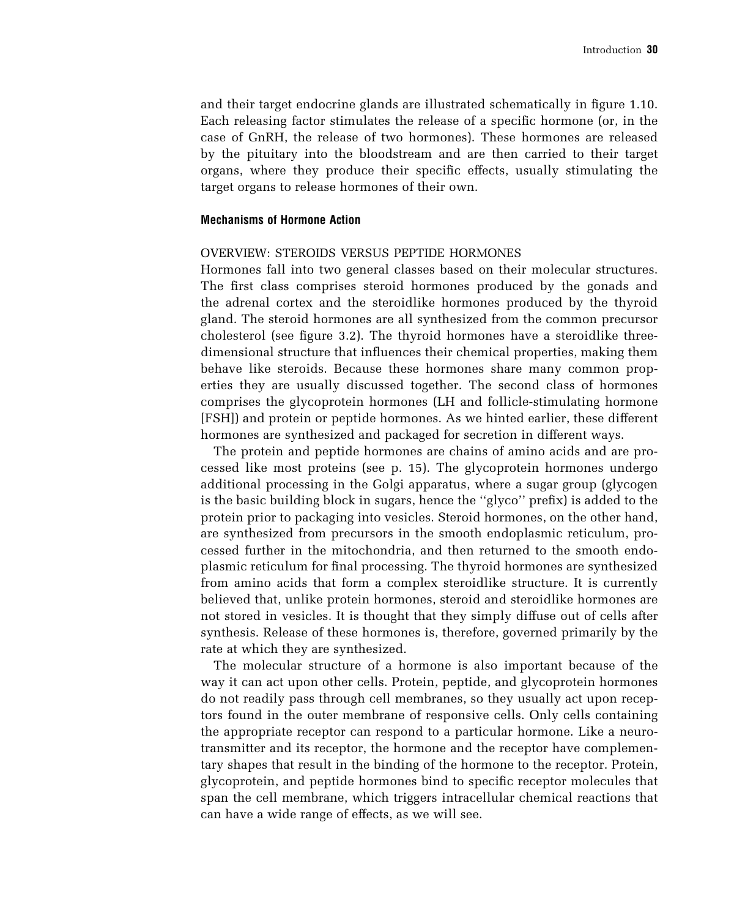and their target endocrine glands are illustrated schematically in figure 1.10. Each releasing factor stimulates the release of a specific hormone (or, in the case of GnRH, the release of two hormones). These hormones are released by the pituitary into the bloodstream and are then carried to their target organs, where they produce their specific effects, usually stimulating the target organs to release hormones of their own.

## Mechanisms of Hormone Action

### OVERVIEW: STEROIDS VERSUS PEPTIDE HORMONES

Hormones fall into two general classes based on their molecular structures. The first class comprises steroid hormones produced by the gonads and the adrenal cortex and the steroidlike hormones produced by the thyroid gland. The steroid hormones are all synthesized from the common precursor cholesterol (see figure 3.2). The thyroid hormones have a steroidlike three-dimensional structure that influences their chemical properties, making them behave like steroids. Because these hormones share many common properties they are usually discussed together. The second class of hormones comprises the glycoprotein hormones (LH and follicle-stimulating hormone [FSH]) and protein or peptide hormones. As we hinted earlier, these different hormones are synthesized and packaged for secretion in different ways.

The protein and peptide hormones are chains of amino acids and are processed like most proteins (see p. 15). The glycoprotein hormones undergo additional processing in the Golgi apparatus, where a sugar group (glycogen is the basic building block in sugars, hence the ''glyco'' prefix) is added to the protein prior to packaging into vesicles. Steroid hormones, on the other hand, are synthesized from precursors in the smooth endoplasmic reticulum, processed further in the mitochondria, and then returned to the smooth endoplasmic reticulum for final processing. The thyroid hormones are synthesized from amino acids that form a complex steroidlike structure. It is currently believed that, unlike protein hormones, steroid and steroidlike hormones are not stored in vesicles. It is thought that they simply diffuse out of cells after synthesis. Release of these hormones is, therefore, governed primarily by the rate at which they are synthesized.

The molecular structure of a hormone is also important because of the way it can act upon other cells. Protein, peptide, and glycoprotein hormones do not readily pass through cell membranes, so they usually act upon receptors found in the outer membrane of responsive cells. Only cells containing the appropriate receptor can respond to a particular hormone. Like a neurotransmitter and its receptor, the hormone and the receptor have complementary shapes that result in the binding of the hormone to the receptor. Protein, glycoprotein, and peptide hormones bind to specific receptor molecules that span the cell membrane, which triggers intracellular chemical reactions that can have a wide range of effects, as we will see.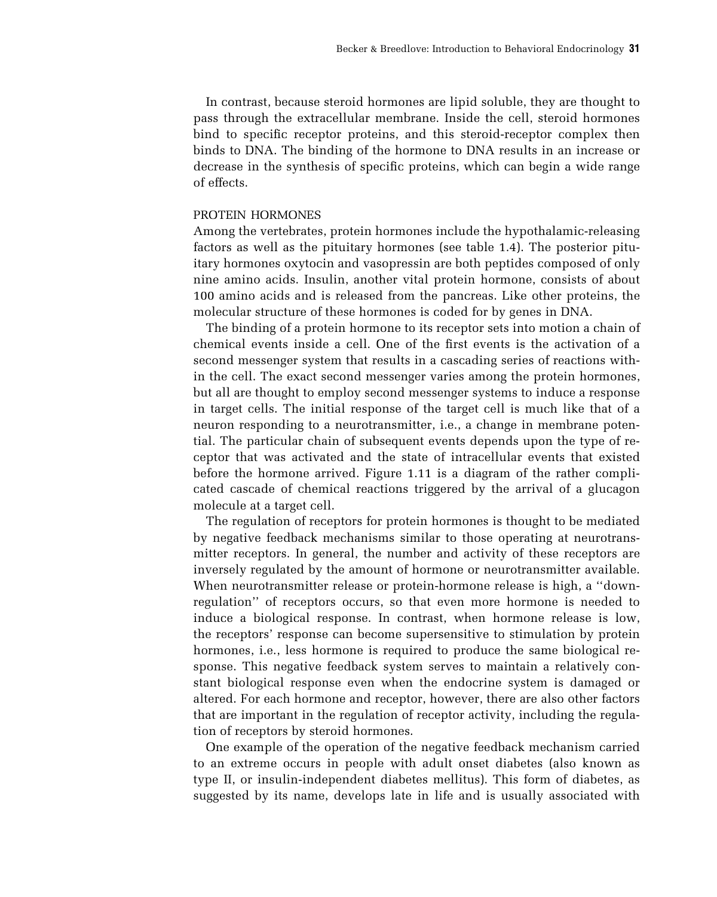In contrast, because steroid hormones are lipid soluble, they are thought to pass through the extracellular membrane. Inside the cell, steroid hormones bind to specific receptor proteins, and this steroid-receptor complex then binds to DNA. The binding of the hormone to DNA results in an increase or decrease in the synthesis of specific proteins, which can begin a wide range of effects.

## PROTEIN HORMONES

Among the vertebrates, protein hormones include the hypothalamic-releasing factors as well as the pituitary hormones (see table 1.4). The posterior pituitary hormones oxytocin and vasopressin are both peptides composed of only nine amino acids. Insulin, another vital protein hormone, consists of about 100 amino acids and is released from the pancreas. Like other proteins, the molecular structure of these hormones is coded for by genes in DNA.

The binding of a protein hormone to its receptor sets into motion a chain of chemical events inside a cell. One of the first events is the activation of a second messenger system that results in a cascading series of reactions within the cell. The exact second messenger varies among the protein hormones, but all are thought to employ second messenger systems to induce a response in target cells. The initial response of the target cell is much like that of a neuron responding to a neurotransmitter, i.e., a change in membrane potential. The particular chain of subsequent events depends upon the type of receptor that was activated and the state of intracellular events that existed before the hormone arrived. Figure 1.11 is a diagram of the rather complicated cascade of chemical reactions triggered by the arrival of a glucagon molecule at a target cell.

The regulation of receptors for protein hormones is thought to be mediated by negative feedback mechanisms similar to those operating at neurotransmitter receptors. In general, the number and activity of these receptors are inversely regulated by the amount of hormone or neurotransmitter available. When neurotransmitter release or protein-hormone release is high, a ''down-regulation'' of receptors occurs, so that even more hormone is needed to induce a biological response. In contrast, when hormone release is low, the receptors' response can become supersensitive to stimulation by protein hormones, i.e., less hormone is required to produce the same biological response. This negative feedback system serves to maintain a relatively constant biological response even when the endocrine system is damaged or altered. For each hormone and receptor, however, there are also other factors that are important in the regulation of receptor activity, including the regulation of receptors by steroid hormones.

One example of the operation of the negative feedback mechanism carried to an extreme occurs in people with adult onset diabetes (also known as type II, or insulin-independent diabetes mellitus). This form of diabetes, as suggested by its name, develops late in life and is usually associated with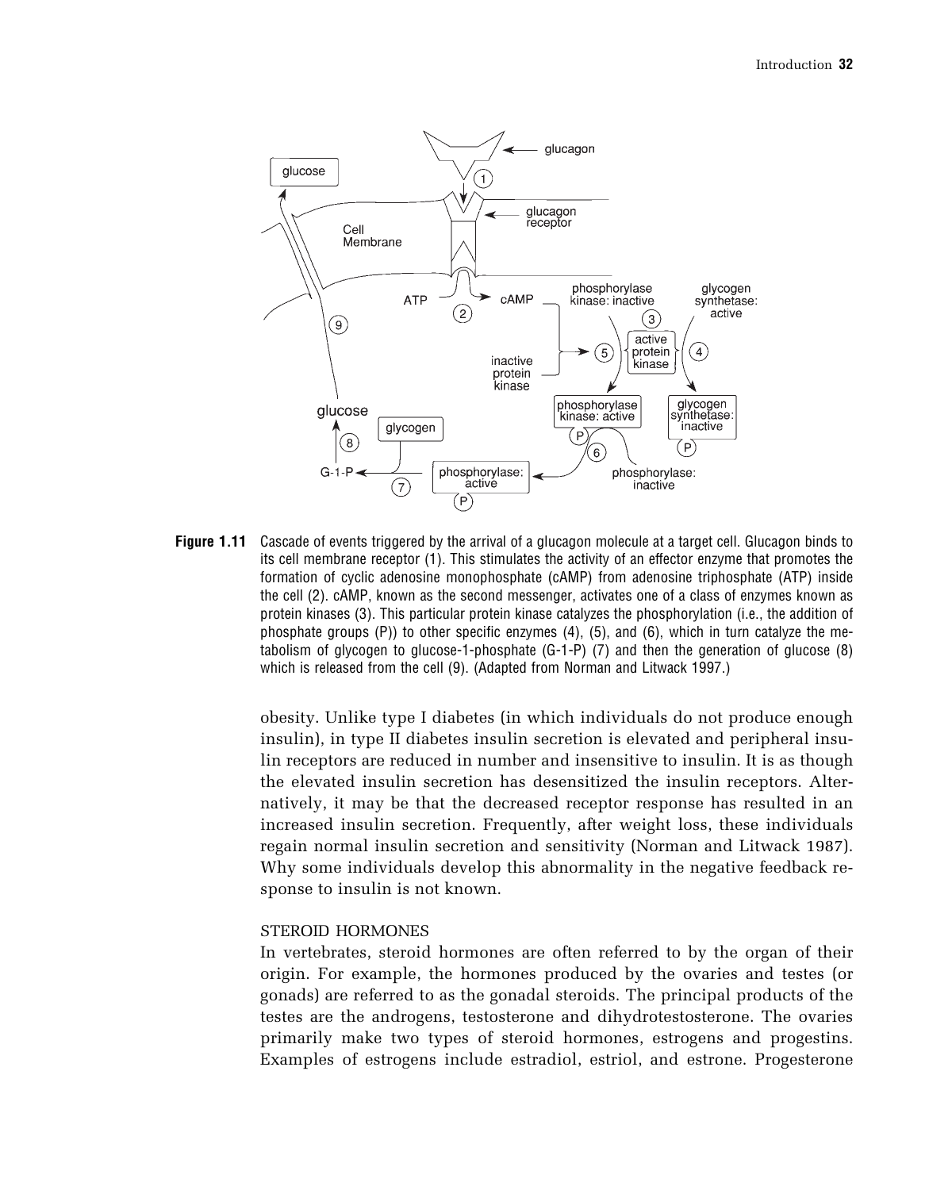**Figure 1.11** Cascade of events triggered by the arrival of a glucagon molecule at a target cell. Glucagon binds to its cell membrane receptor (1). This stimulates the activity of an effector enzyme that promotes the formation of cyclic adenosine monophosphate (cAMP) from adenosine triphosphate (ATP) inside the cell (2). cAMP, known as the second messenger, activates one of a class of enzymes known as protein kinases (3). This particular protein kinase catalyzes the phosphorylation (i.e., the addition of phosphate groups (P)) to other specific enzymes (4), (5), and (6), which in turn catalyze the metabolism of glycogen to glucose-1-phosphate (G-1-P) (7) and then the generation of glucose (8) which is released from the cell (9). (Adapted from Norman and Litwack 1997.)

obesity. Unlike type I diabetes (in which individuals do not produce enough insulin), in type II diabetes insulin secretion is elevated and peripheral insulin receptors are reduced in number and insensitive to insulin. It is as though the elevated insulin secretion has desensitized the insulin receptors. Alternatively, it may be that the decreased receptor response has resulted in an increased insulin secretion. Frequently, after weight loss, these individuals regain normal insulin secretion and sensitivity (Norman and Litwack 1987). Why some individuals develop this abnormality in the negative feedback response to insulin is not known.

### STEROID HORMONES

In vertebrates, steroid hormones are often referred to by the organ of their origin. For example, the hormones produced by the ovaries and testes (or gonads) are referred to as the gonadal steroids. The principal products of the testes are the androgens, testosterone and dihydrotestosterone. The ovaries primarily make two types of steroid hormones, estrogens and progestins. Examples of estrogens include estradiol, estriol, and estrone. Progesterone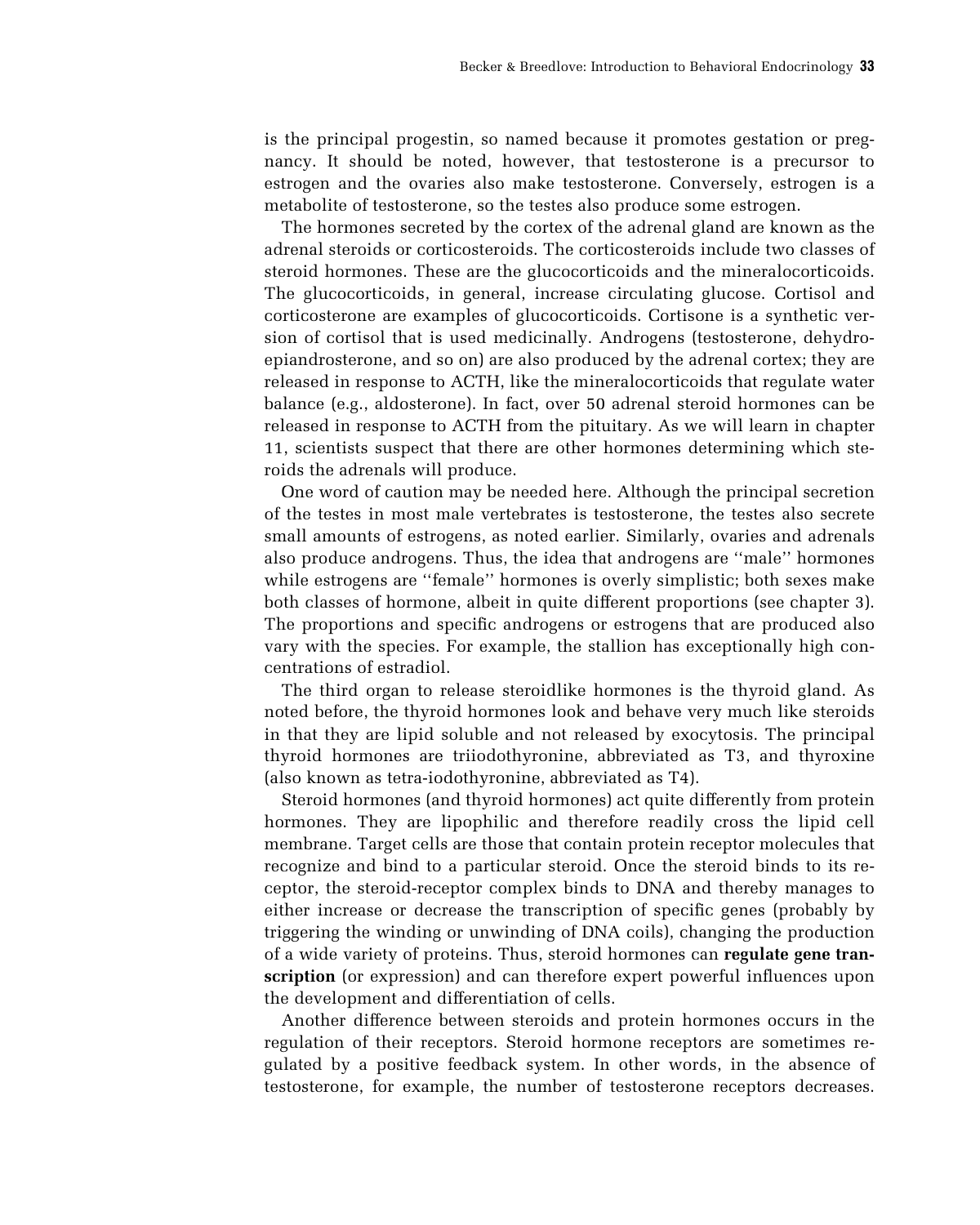is the principal progestin, so named because it promotes gestation or pregnancy. It should be noted, however, that testosterone is a precursor to estrogen and the ovaries also make testosterone. Conversely, estrogen is a metabolite of testosterone, so the testes also produce some estrogen.

The hormones secreted by the cortex of the adrenal gland are known as the adrenal steroids or corticosteroids. The corticosteroids include two classes of steroid hormones. These are the glucocorticoids and the mineralocorticoids. The glucocorticoids, in general, increase circulating glucose. Cortisol and corticosterone are examples of glucocorticoids. Cortisone is a synthetic version of cortisol that is used medicinally. Androgens (testosterone, dehydroepiandrosterone, and so on) are also produced by the adrenal cortex; they are released in response to ACTH, like the mineralocorticoids that regulate water balance (e.g., aldosterone). In fact, over 50 adrenal steroid hormones can be released in response to ACTH from the pituitary. As we will learn in chapter 11, scientists suspect that there are other hormones determining which steroids the adrenals will produce.

One word of caution may be needed here. Although the principal secretion of the testes in most male vertebrates is testosterone, the testes also secrete small amounts of estrogens, as noted earlier. Similarly, ovaries and adrenals also produce androgens. Thus, the idea that androgens are ''male'' hormones while estrogens are ''female'' hormones is overly simplistic; both sexes make both classes of hormone, albeit in quite different proportions (see chapter 3). The proportions and specific androgens or estrogens that are produced also vary with the species. For example, the stallion has exceptionally high concentrations of estradiol.

The third organ to release steroidlike hormones is the thyroid gland. As noted before, the thyroid hormones look and behave very much like steroids in that they are lipid soluble and not released by exocytosis. The principal thyroid hormones are triiodothyronine, abbreviated as T3, and thyroxine (also known as tetra-iodothyronine, abbreviated as T4).

Steroid hormones (and thyroid hormones) act quite differently from protein hormones. They are lipophilic and therefore readily cross the lipid cell membrane. Target cells are those that contain protein receptor molecules that recognize and bind to a particular steroid. Once the steroid binds to its receptor, the steroid-receptor complex binds to DNA and thereby manages to either increase or decrease the transcription of specific genes (probably by triggering the winding or unwinding of DNA coils), changing the production of a wide variety of proteins. Thus, steroid hormones can **regulate gene transcription** (or expression) and can therefore expert powerful influences upon the development and differentiation of cells.

Another difference between steroids and protein hormones occurs in the regulation of their receptors. Steroid hormone receptors are sometimes regulated by a positive feedback system. In other words, in the absence of testosterone, for example, the number of testosterone receptors decreases.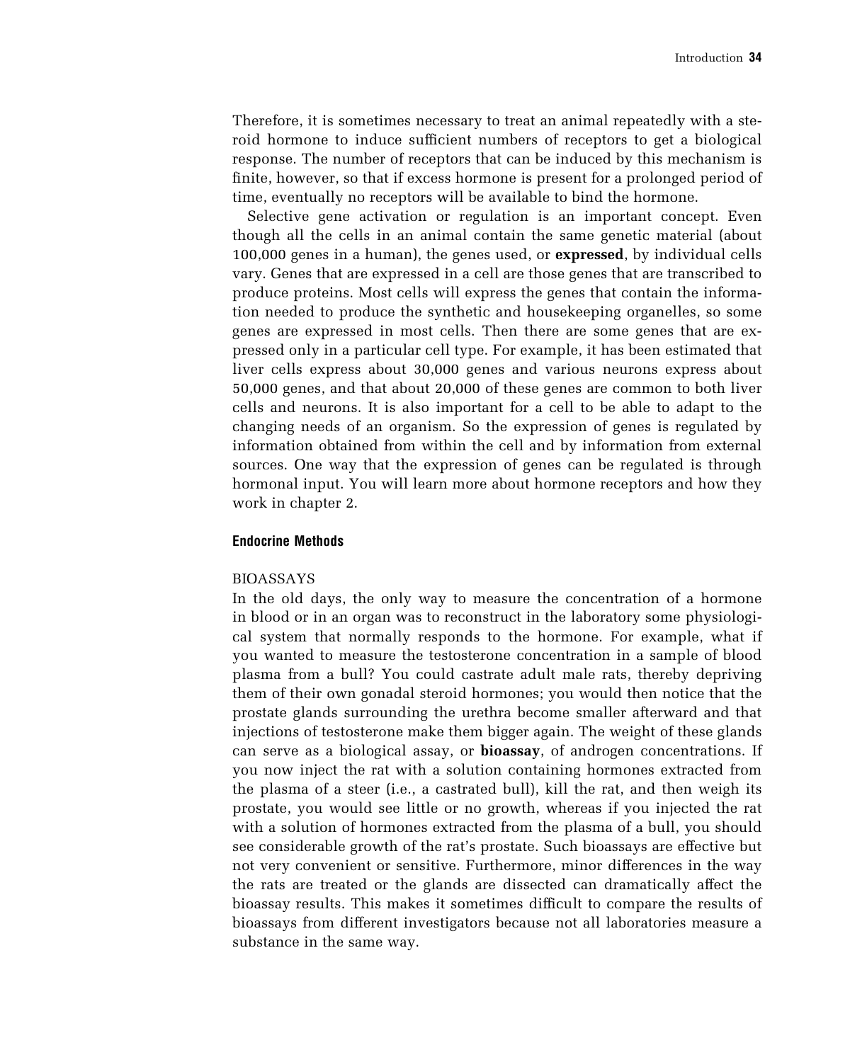Therefore, it is sometimes necessary to treat an animal repeatedly with a steroid hormone to induce sufficient numbers of receptors to get a biological response. The number of receptors that can be induced by this mechanism is finite, however, so that if excess hormone is present for a prolonged period of time, eventually no receptors will be available to bind the hormone.

Selective gene activation or regulation is an important concept. Even though all the cells in an animal contain the same genetic material (about 100,000 genes in a human), the genes used, or **expressed**, by individual cells vary. Genes that are expressed in a cell are those genes that are transcribed to produce proteins. Most cells will express the genes that contain the information needed to produce the synthetic and housekeeping organelles, so some genes are expressed in most cells. Then there are some genes that are expressed only in a particular cell type. For example, it has been estimated that liver cells express about 30,000 genes and various neurons express about 50,000 genes, and that about 20,000 of these genes are common to both liver cells and neurons. It is also important for a cell to be able to adapt to the changing needs of an organism. So the expression of genes is regulated by information obtained from within the cell and by information from external sources. One way that the expression of genes can be regulated is through hormonal input. You will learn more about hormone receptors and how they work in chapter 2.

### Endocrine Methods

#### BIOASSAYS

In the old days, the only way to measure the concentration of a hormone in blood or in an organ was to reconstruct in the laboratory some physiological system that normally responds to the hormone. For example, what if you wanted to measure the testosterone concentration in a sample of blood plasma from a bull? You could castrate adult male rats, thereby depriving them of their own gonadal steroid hormones; you would then notice that the prostate glands surrounding the urethra become smaller afterward and that injections of testosterone make them bigger again. The weight of these glands can serve as a biological assay, or **bioassay**, of androgen concentrations. If you now inject the rat with a solution containing hormones extracted from the plasma of a steer (i.e., a castrated bull), kill the rat, and then weigh its prostate, you would see little or no growth, whereas if you injected the rat with a solution of hormones extracted from the plasma of a bull, you should see considerable growth of the rat's prostate. Such bioassays are effective but not very convenient or sensitive. Furthermore, minor differences in the way the rats are treated or the glands are dissected can dramatically affect the bioassay results. This makes it sometimes difficult to compare the results of bioassays from different investigators because not all laboratories measure a substance in the same way.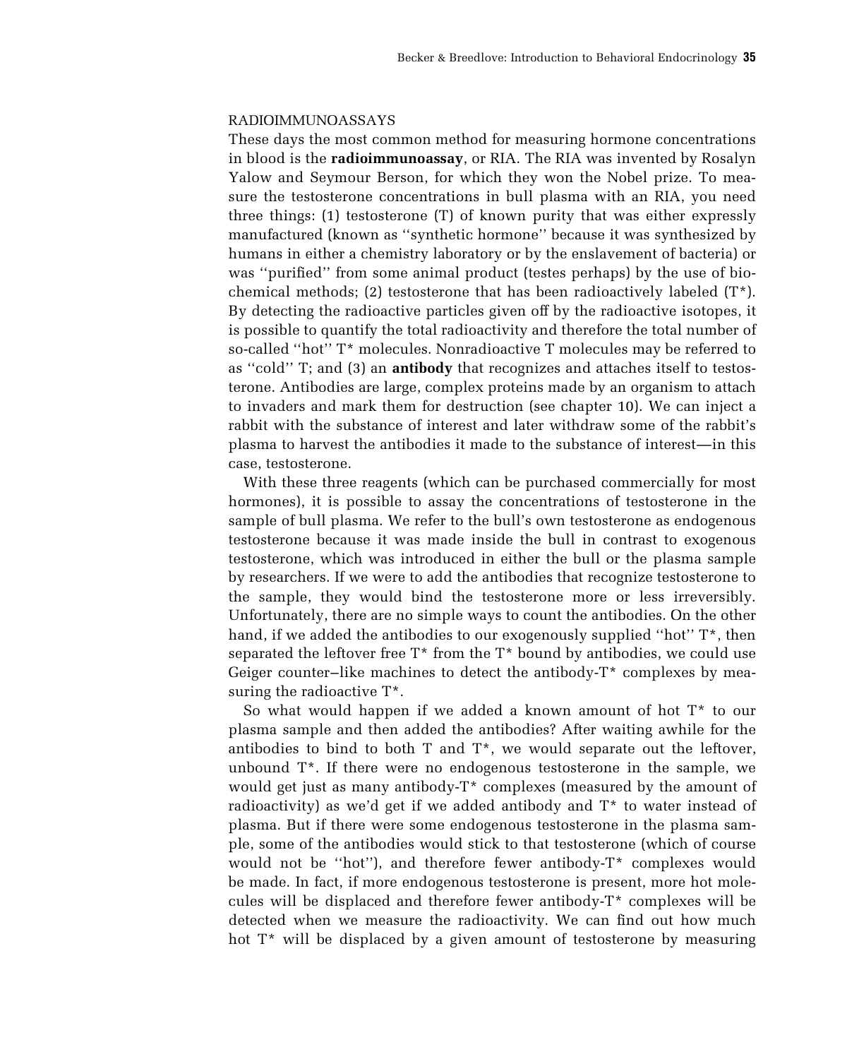## RADIOIMMUNOASSAYS

These days the most common method for measuring hormone concentrations in blood is the **radioimmunoassay**, or RIA. The RIA was invented by Rosalyn Yalow and Seymour Berson, for which they won the Nobel prize. To measure the testosterone concentrations in bull plasma with an RIA, you need three things: (1) testosterone (T) of known purity that was either expressly manufactured (known as ''synthetic hormone'' because it was synthesized by humans in either a chemistry laboratory or by the enslavement of bacteria) or was ''purified'' from some animal product (testes perhaps) by the use of biochemical methods; (2) testosterone that has been radioactively labeled (T*). By detecting the radioactive particles given off by the radioactive isotopes, it is possible to quantify the total radioactivity and therefore the total number of so-called ''hot'' T* molecules. Nonradioactive T molecules may be referred to as ''cold'' T; and (3) an **antibody** that recognizes and attaches itself to testosterone. Antibodies are large, complex proteins made by an organism to attach to invaders and mark them for destruction (see chapter 10). We can inject a rabbit with the substance of interest and later withdraw some of the rabbit's plasma to harvest the antibodies it made to the substance of interest—in this case, testosterone.

With these three reagents (which can be purchased commercially for most hormones), it is possible to assay the concentrations of testosterone in the sample of bull plasma. We refer to the bull's own testosterone as endogenous testosterone because it was made inside the bull in contrast to exogenous testosterone, which was introduced in either the bull or the plasma sample by researchers. If we were to add the antibodies that recognize testosterone to the sample, they would bind the testosterone more or less irreversibly. Unfortunately, there are no simple ways to count the antibodies. On the other hand, if we added the antibodies to our exogenously supplied ''hot'' T*, then separated the leftover free T* from the T* bound by antibodies, we could use Geiger counter–like machines to detect the antibody-T* complexes by measuring the radioactive T*.

So what would happen if we added a known amount of hot T* to our plasma sample and then added the antibodies? After waiting awhile for the antibodies to bind to both T and T*, we would separate out the leftover, unbound T*. If there were no endogenous testosterone in the sample, we would get just as many antibody-T* complexes (measured by the amount of radioactivity) as we'd get if we added antibody and T* to water instead of plasma. But if there were some endogenous testosterone in the plasma sample, some of the antibodies would stick to that testosterone (which of course would not be ''hot''), and therefore fewer antibody-T* complexes would be made. In fact, if more endogenous testosterone is present, more hot molecules will be displaced and therefore fewer antibody-T* complexes will be detected when we measure the radioactivity. We can find out how much hot T* will be displaced by a given amount of testosterone by measuring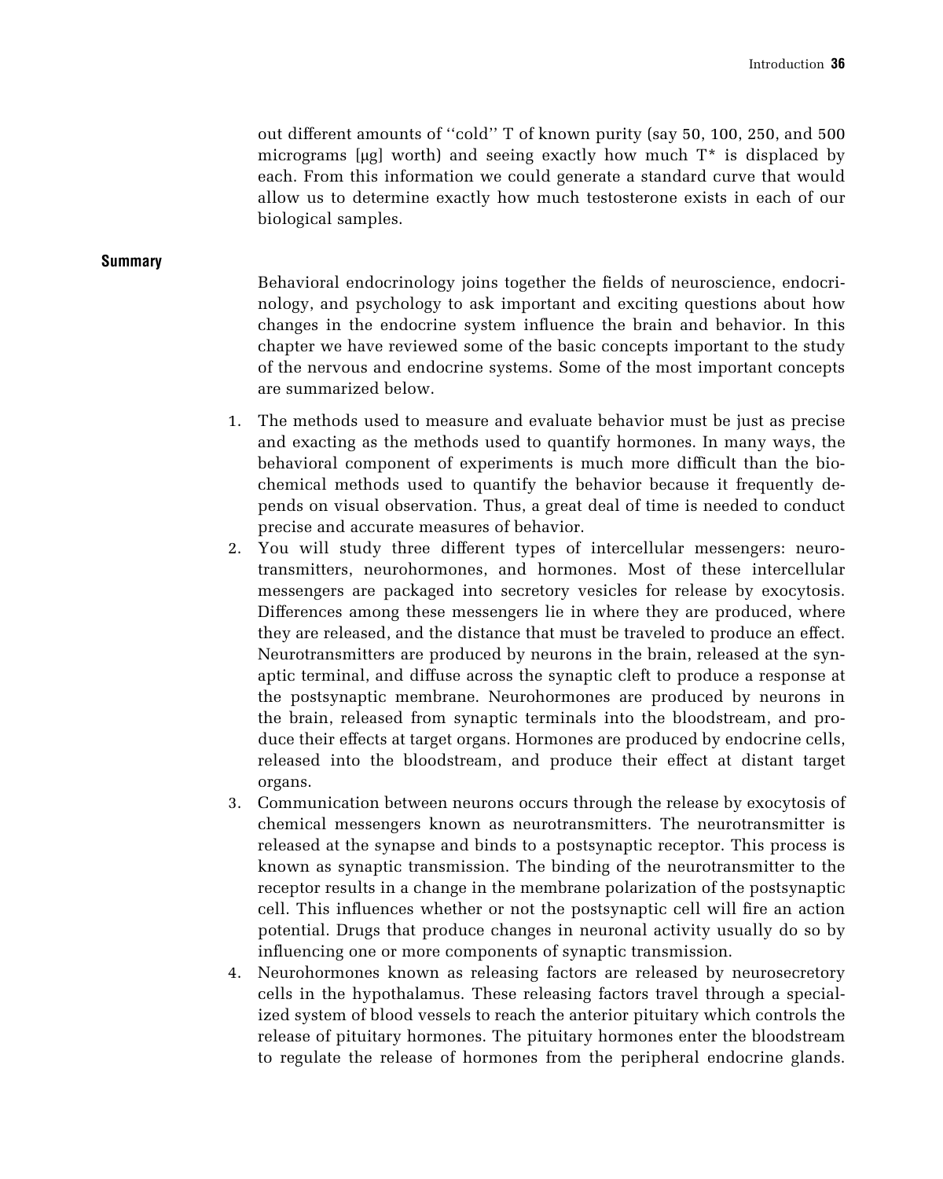out different amounts of ''cold'' T of known purity (say 50, 100, 250, and 500 micrograms [μg] worth) and seeing exactly how much T* is displaced by each. From this information we could generate a standard curve that would allow us to determine exactly how much testosterone exists in each of our biological samples.

## Summary

Behavioral endocrinology joins together the fields of neuroscience, endocrinology, and psychology to ask important and exciting questions about how changes in the endocrine system influence the brain and behavior. In this chapter we have reviewed some of the basic concepts important to the study of the nervous and endocrine systems. Some of the most important concepts are summarized below.

1. The methods used to measure and evaluate behavior must be just as precise and exacting as the methods used to quantify hormones. In many ways, the behavioral component of experiments is much more difficult than the biochemical methods used to quantify the behavior because it frequently depends on visual observation. Thus, a great deal of time is needed to conduct precise and accurate measures of behavior.
2. You will study three different types of intercellular messengers: neurotransmitters, neurohormones, and hormones. Most of these intercellular messengers are packaged into secretory vesicles for release by exocytosis. Differences among these messengers lie in where they are produced, where they are released, and the distance that must be traveled to produce an effect. Neurotransmitters are produced by neurons in the brain, released at the synaptic terminal, and diffuse across the synaptic cleft to produce a response at the postsynaptic membrane. Neurohormones are produced by neurons in the brain, released from synaptic terminals into the bloodstream, and produce their effects at target organs. Hormones are produced by endocrine cells, released into the bloodstream, and produce their effect at distant target organs.
3. Communication between neurons occurs through the release by exocytosis of chemical messengers known as neurotransmitters. The neurotransmitter is released at the synapse and binds to a postsynaptic receptor. This process is known as synaptic transmission. The binding of the neurotransmitter to the receptor results in a change in the membrane polarization of the postsynaptic cell. This influences whether or not the postsynaptic cell will fire an action potential. Drugs that produce changes in neuronal activity usually do so by influencing one or more components of synaptic transmission.
4. Neurohormones known as releasing factors are released by neurosecretory cells in the hypothalamus. These releasing factors travel through a specialized system of blood vessels to reach the anterior pituitary which controls the release of pituitary hormones. The pituitary hormones enter the bloodstream to regulate the release of hormones from the peripheral endocrine glands.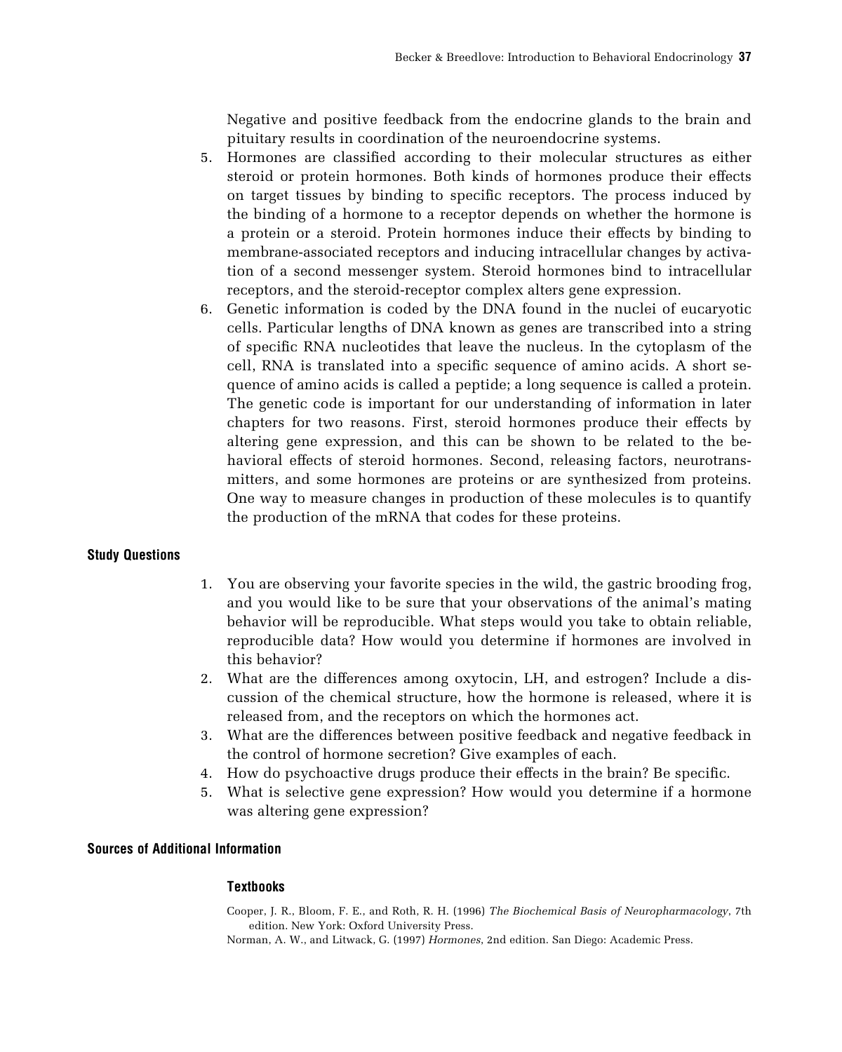Negative and positive feedback from the endocrine glands to the brain and pituitary results in coordination of the neuroendocrine systems.

5. Hormones are classified according to their molecular structures as either steroid or protein hormones. Both kinds of hormones produce their effects on target tissues by binding to specific receptors. The process induced by the binding of a hormone to a receptor depends on whether the hormone is a protein or a steroid. Protein hormones induce their effects by binding to membrane-associated receptors and inducing intracellular changes by activation of a second messenger system. Steroid hormones bind to intracellular receptors, and the steroid-receptor complex alters gene expression.
6. Genetic information is coded by the DNA found in the nuclei of eucaryotic cells. Particular lengths of DNA known as genes are transcribed into a string of specific RNA nucleotides that leave the nucleus. In the cytoplasm of the cell, RNA is translated into a specific sequence of amino acids. A short sequence of amino acids is called a peptide; a long sequence is called a protein. The genetic code is important for our understanding of information in later chapters for two reasons. First, steroid hormones produce their effects by altering gene expression, and this can be shown to be related to the behavioral effects of steroid hormones. Second, releasing factors, neurotransmitters, and some hormones are proteins or are synthesized from proteins. One way to measure changes in production of these molecules is to quantify the production of the mRNA that codes for these proteins.

## Study Questions

1. You are observing your favorite species in the wild, the gastric brooding frog, and you would like to be sure that your observations of the animal's mating behavior will be reproducible. What steps would you take to obtain reliable, reproducible data? How would you determine if hormones are involved in this behavior?
2. What are the differences among oxytocin, LH, and estrogen? Include a discussion of the chemical structure, how the hormone is released, where it is released from, and the receptors on which the hormones act.
3. What are the differences between positive feedback and negative feedback in the control of hormone secretion? Give examples of each.
4. How do psychoactive drugs produce their effects in the brain? Be specific.
5. What is selective gene expression? How would you determine if a hormone was altering gene expression?

## Sources of Additional Information

### Textbooks

Cooper, J. R., Bloom, F. E., and Roth, R. H. (1996) *The Biochemical Basis of Neuropharmacology*, 7th edition. New York: Oxford University Press.

Norman, A. W., and Litwack, G. (1997) *Hormones*, 2nd edition. San Diego: Academic Press.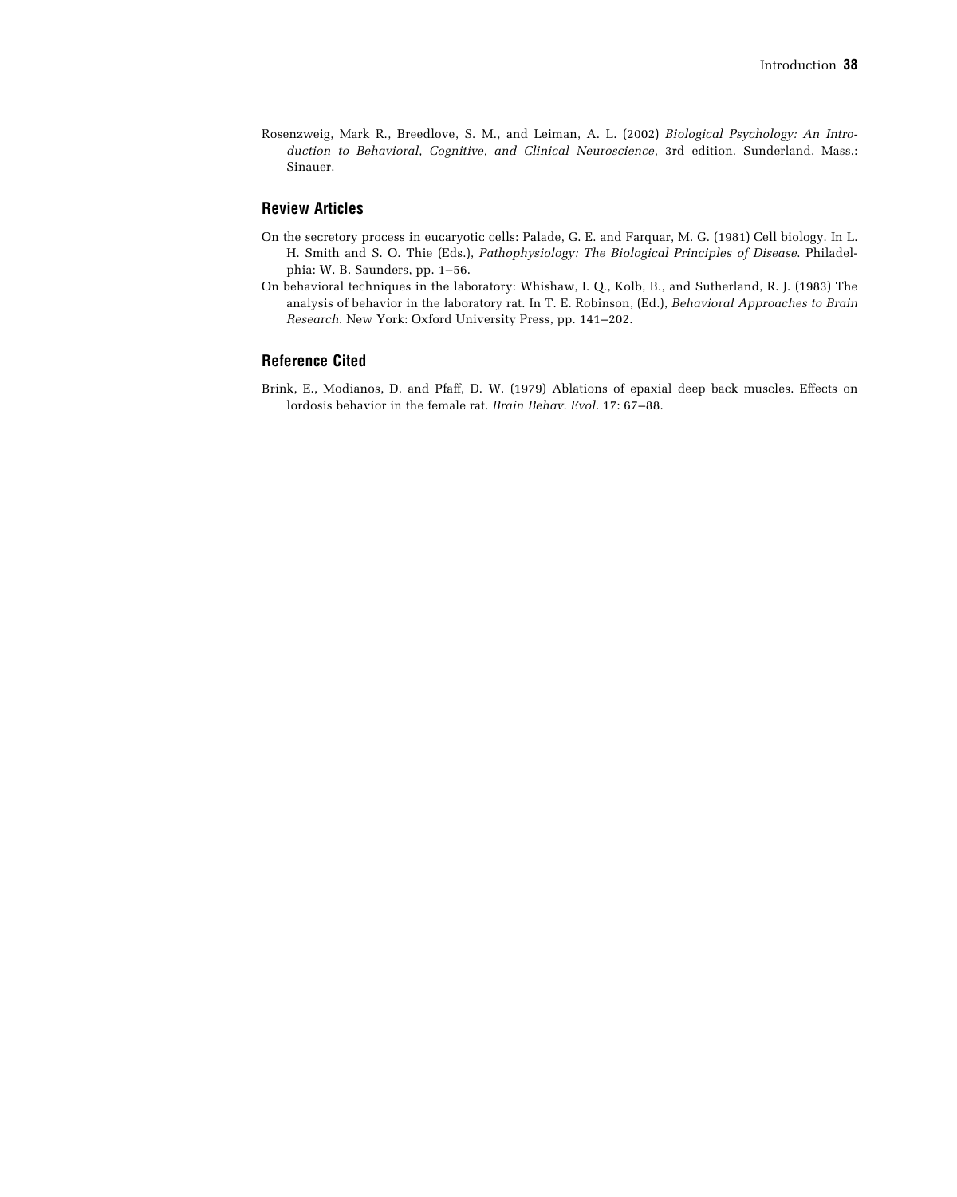Rosenzweig, Mark R., Breedlove, S. M., and Leiman, A. L. (2002) *Biological Psychology: An Introduction to Behavioral, Cognitive, and Clinical Neuroscience*, 3rd edition. Sunderland, Mass.: Sinauer.

## Review Articles

On the secretory process in eucaryotic cells: Palade, G. E. and Farquar, M. G. (1981) Cell biology. In L. H. Smith and S. O. Thie (Eds.), *Pathophysiology: The Biological Principles of Disease*. Philadelphia: W. B. Saunders, pp. 1–56.

On behavioral techniques in the laboratory: Whishaw, I. Q., Kolb, B., and Sutherland, R. J. (1983) The analysis of behavior in the laboratory rat. In T. E. Robinson, (Ed.), *Behavioral Approaches to Brain Research*. New York: Oxford University Press, pp. 141–202.

## Reference Cited

Brink, E., Modianos, D. and Pfaff, D. W. (1979) Ablations of epaxial deep back muscles. Effects on lordosis behavior in the female rat. *Brain Behav. Evol.* 17: 67–88.